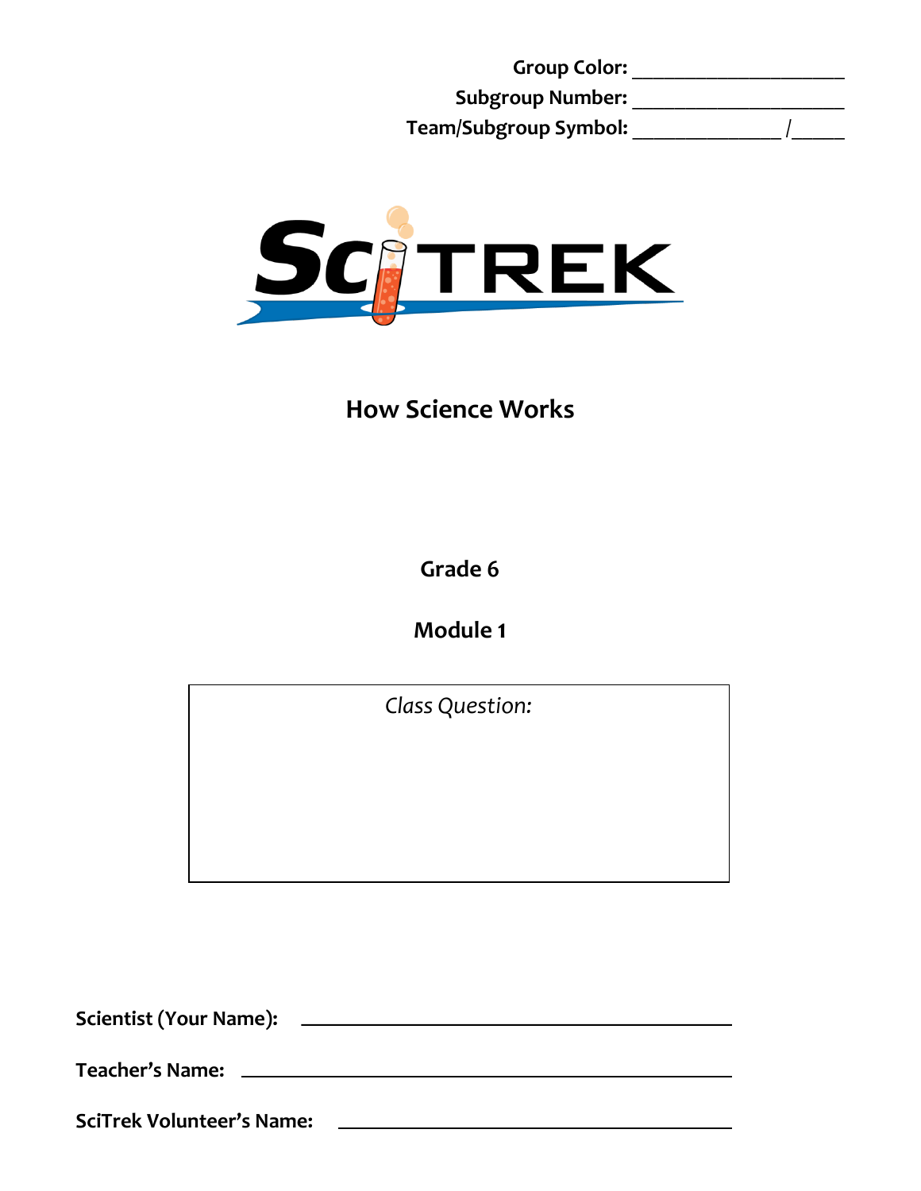**Group Color:** ____________________

**Subgroup Number:** ____________________

**Team/Subgroup Symbol:** ______________ /_____

SciTREK

# How Science Works

## Grade 6

## Module 1

*Class Question:*

**Scientist (Your Name):** ________________________________________

**Teacher's Name:** ________________________________________

**SciTrek Volunteer's Name:** ________________________________________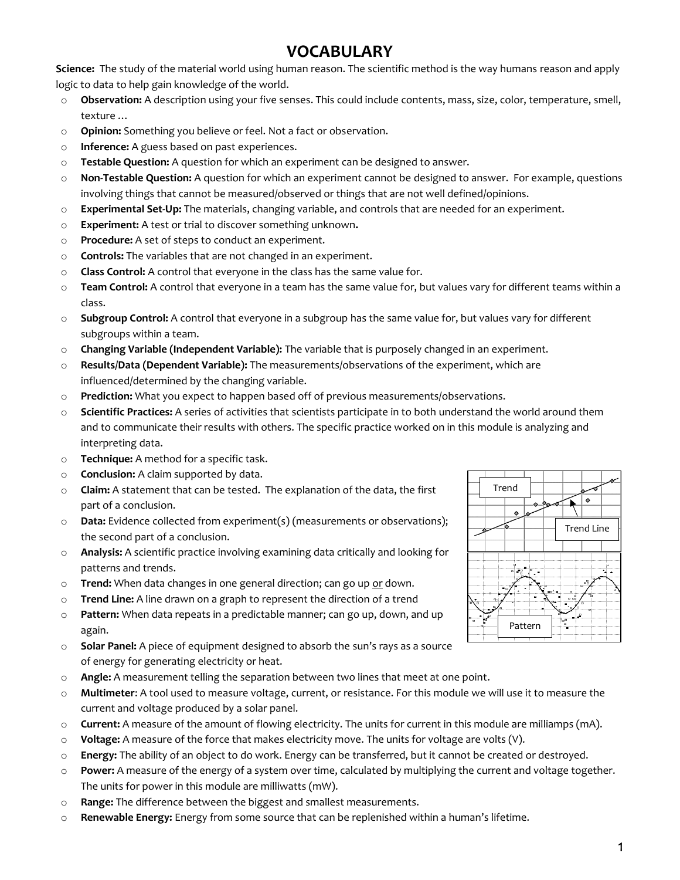# VOCABULARY

**Science:** The study of the material world using human reason. The scientific method is the way humans reason and apply logic to data to help gain knowledge of the world.

- **Observation:** A description using your five senses. This could include contents, mass, size, color, temperature, smell, texture …
- **Opinion:** Something you believe or feel. Not a fact or observation.
- **Inference:** A guess based on past experiences.
- **Testable Question:** A question for which an experiment can be designed to answer.
- **Non-Testable Question:** A question for which an experiment cannot be designed to answer. For example, questions involving things that cannot be measured/observed or things that are not well defined/opinions.
- **Experimental Set-Up:** The materials, changing variable, and controls that are needed for an experiment.
- **Experiment:** A test or trial to discover something unknown**.**
- **Procedure:** A set of steps to conduct an experiment.
- **Controls:** The variables that are not changed in an experiment.
- **Class Control:** A control that everyone in the class has the same value for.
- **Team Control:** A control that everyone in a team has the same value for, but values vary for different teams within a class.
- **Subgroup Control:** A control that everyone in a subgroup has the same value for, but values vary for different subgroups within a team.
- **Changing Variable (Independent Variable):** The variable that is purposely changed in an experiment.
- **Results/Data (Dependent Variable):** The measurements/observations of the experiment, which are influenced/determined by the changing variable.
- **Prediction:** What you expect to happen based off of previous measurements/observations.
- **Scientific Practices:** A series of activities that scientists participate in to both understand the world around them and to communicate their results with others. The specific practice worked on in this module is analyzing and interpreting data.
- **Technique:** A method for a specific task.
- **Conclusion:** A claim supported by data.
- **Claim:** A statement that can be tested. The explanation of the data, the first part of a conclusion.
- **Data:** Evidence collected from experiment(s) (measurements or observations); the second part of a conclusion.
- **Analysis:** A scientific practice involving examining data critically and looking for patterns and trends.
- **Trend:** When data changes in one general direction; can go up <u>or</u> down.
- **Trend Line:** A line drawn on a graph to represent the direction of a trend
- **Pattern:** When data repeats in a predictable manner; can go up, down, and up again.
- **Solar Panel:** A piece of equipment designed to absorb the sun's rays as a source of energy for generating electricity or heat.
- **Angle:** A measurement telling the separation between two lines that meet at one point.
- **Multimeter**: A tool used to measure voltage, current, or resistance. For this module we will use it to measure the current and voltage produced by a solar panel.
- **Current:** A measure of the amount of flowing electricity. The units for current in this module are milliamps (mA).
- **Voltage:** A measure of the force that makes electricity move. The units for voltage are volts (V).
- **Energy:** The ability of an object to do work. Energy can be transferred, but it cannot be created or destroyed.
- **Power:** A measure of the energy of a system over time, calculated by multiplying the current and voltage together. The units for power in this module are milliwatts (mW).
- **Range:** The difference between the biggest and smallest measurements.
- **Renewable Energy:** Energy from some source that can be replenished within a human's lifetime.

Trend

Trend Line

Pattern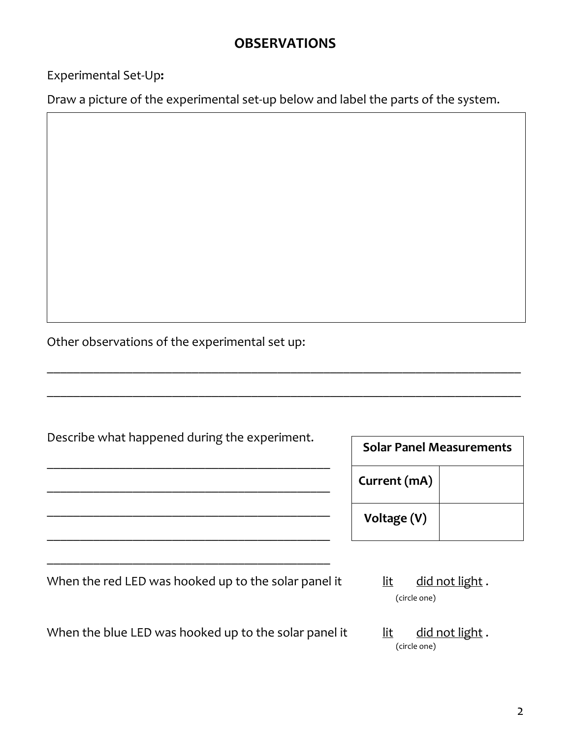## OBSERVATIONS

Experimental Set-Up**:**

Draw a picture of the experimental set-up below and label the parts of the system.

Other observations of the experimental set up:

______________________________________________________________________________

______________________________________________________________________________

Describe what happened during the experiment.

_______________________________________________

_______________________________________________

_______________________________________________

_______________________________________________

_______________________________________________

| Solar Panel Measurements | |
|---|---|
| **Current (mA)** | |
| **Voltage (V)** | |

When the red LED was hooked up to the solar panel it lit did not light .
(circle one)

When the blue LED was hooked up to the solar panel it lit did not light .
(circle one)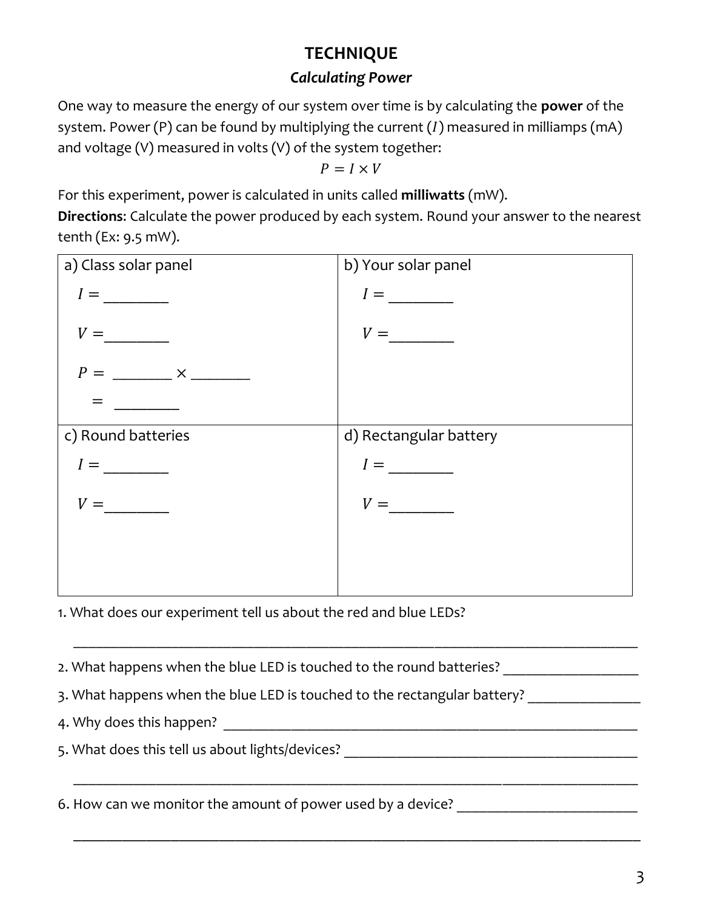# TECHNIQUE

## *Calculating Power*

One way to measure the energy of our system over time is by calculating the **power** of the system. Power (P) can be found by multiplying the current ($I$) measured in milliamps (mA) and voltage (V) measured in volts (V) of the system together:

$$P = I \times V$$

For this experiment, power is calculated in units called **milliwatts** (mW).

**Directions**: Calculate the power produced by each system. Round your answer to the nearest tenth (Ex: 9.5 mW).

| a) Class solar panel | b) Your solar panel |
|---|---|
| $I =$ ________<br><br>$V =$ ________<br><br>$P =$ ________ $\times$ ________<br><br>$=$ ________ | $I =$ ________<br><br>$V =$ ________ |
| **c) Round batteries** | **d) Rectangular battery** |
| $I =$ ________<br><br>$V =$ ________ | $I =$ ________<br><br>$V =$ ________ |

1. What does our experiment tell us about the red and blue LEDs?

________________________________________________________________________________

2. What happens when the blue LED is touched to the round batteries? __________________
3. What happens when the blue LED is touched to the rectangular battery? _______________
4. Why does this happen? ____________________________________________________________
5. What does this tell us about lights/devices? _________________________________________

________________________________________________________________________________

6. How can we monitor the amount of power used by a device? _________________________

________________________________________________________________________________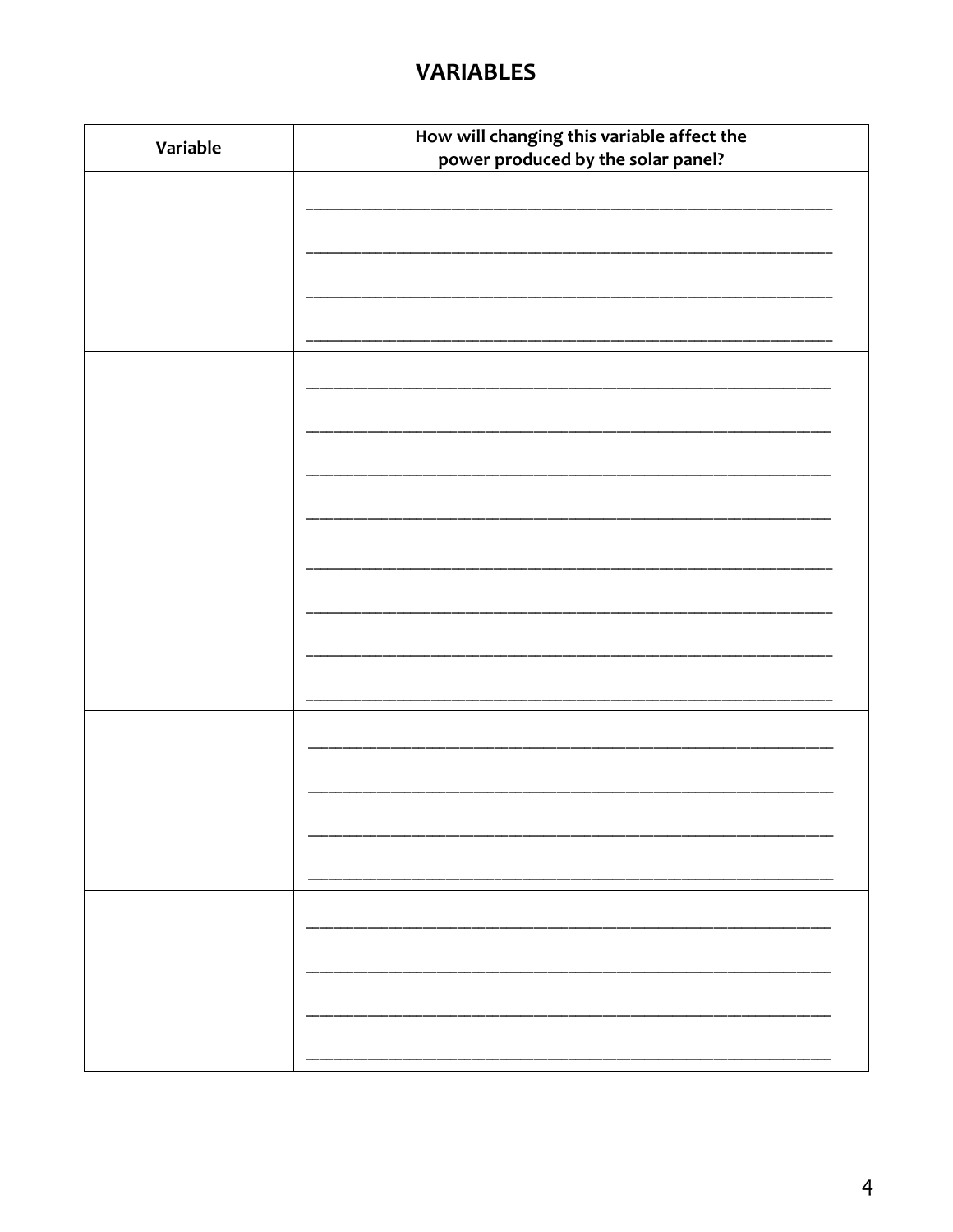# VARIABLES

| Variable | How will changing this variable affect the power produced by the solar panel? |
| --- | --- |
| | ______________________________________________<br><br>______________________________________________<br><br>______________________________________________<br><br>______________________________________________ |
| | ______________________________________________<br><br>______________________________________________<br><br>______________________________________________<br><br>______________________________________________ |
| | ______________________________________________<br><br>______________________________________________<br><br>______________________________________________<br><br>______________________________________________ |
| | ______________________________________________<br><br>______________________________________________<br><br>______________________________________________<br><br>______________________________________________ |
| | ______________________________________________<br><br>______________________________________________<br><br>______________________________________________<br><br>______________________________________________ |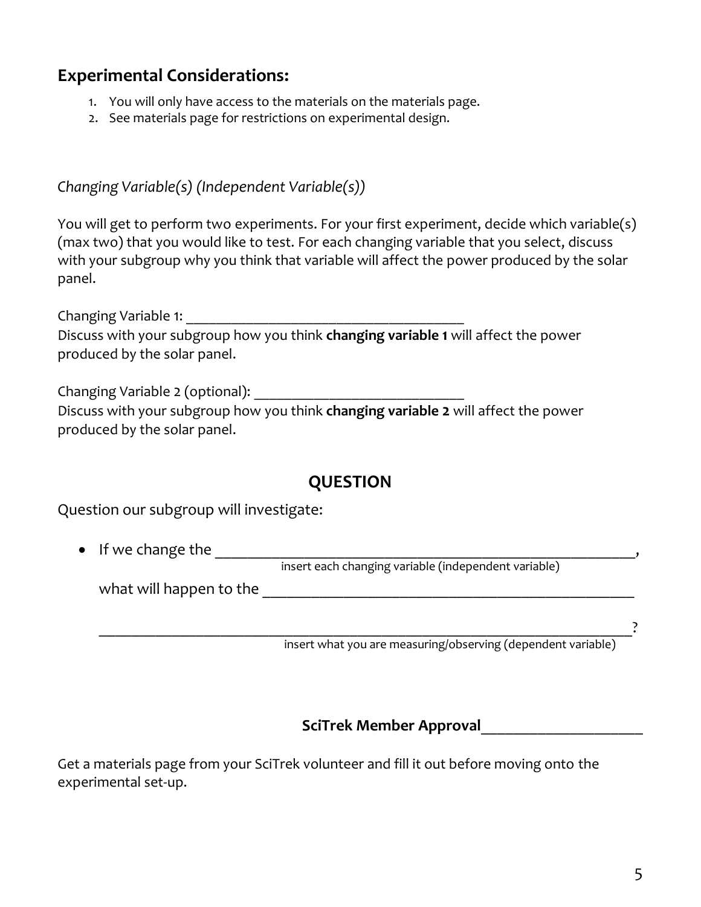## Experimental Considerations:

1. You will only have access to the materials on the materials page.
2. See materials page for restrictions on experimental design.

*Changing Variable(s) (Independent Variable(s))*

You will get to perform two experiments. For your first experiment, decide which variable(s) (max two) that you would like to test. For each changing variable that you select, discuss with your subgroup why you think that variable will affect the power produced by the solar panel.

Changing Variable 1: ______________________________________

Discuss with your subgroup how you think **changing variable 1** will affect the power produced by the solar panel.

Changing Variable 2 (optional): ____________________________

Discuss with your subgroup how you think **changing variable 2** will affect the power produced by the solar panel.

## QUESTION

Question our subgroup will investigate:

- If we change the ________________________________________________________,
  insert each changing variable (independent variable)

  what will happen to the ________________________________________________

  ______________________________________________________________________?
  insert what you are measuring/observing (dependent variable)

**SciTrek Member Approval**____________________

Get a materials page from your SciTrek volunteer and fill it out before moving onto the experimental set-up.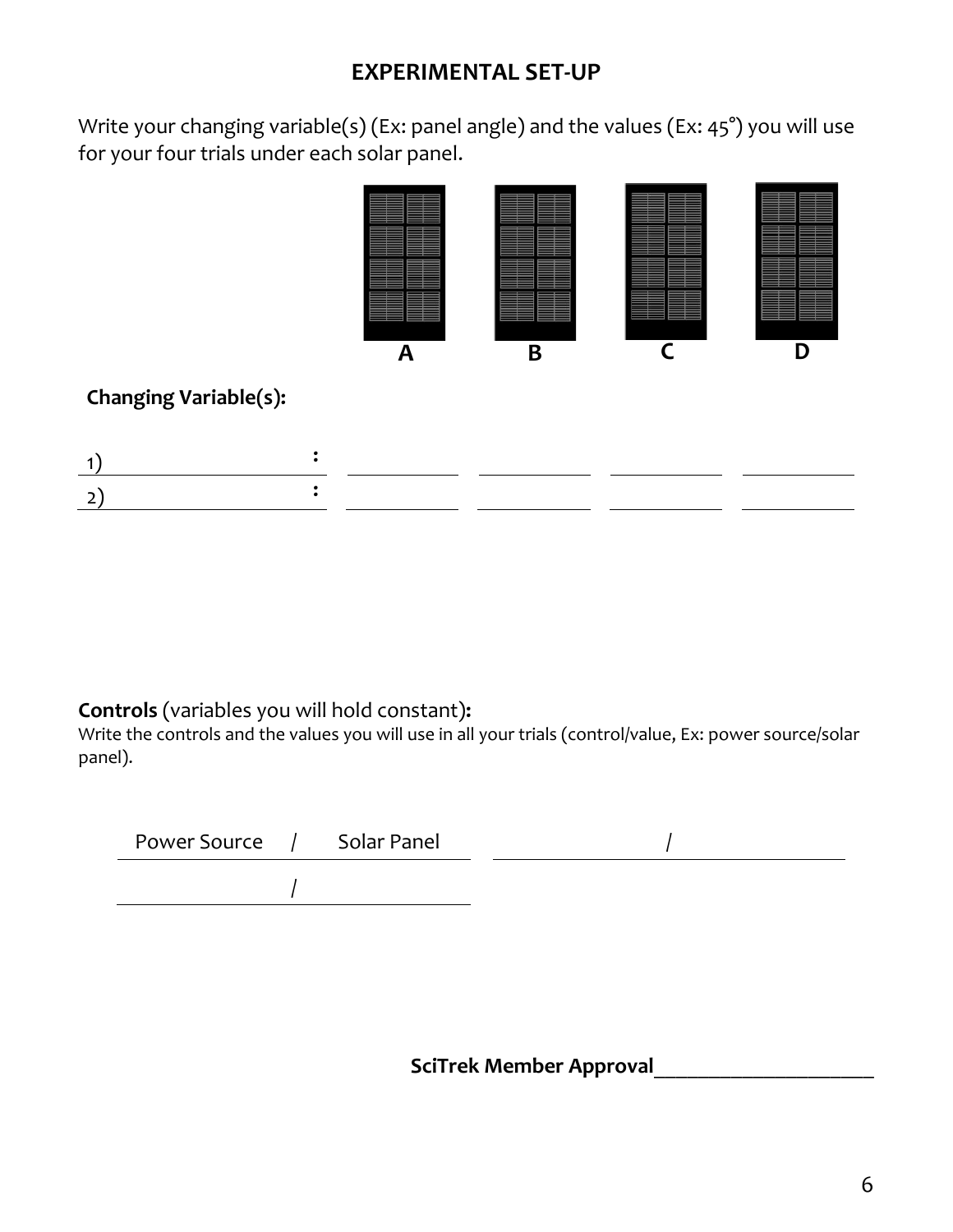# EXPERIMENTAL SET-UP

Write your changing variable(s) (Ex: panel angle) and the values (Ex: 45°) you will use for your four trials under each solar panel.

| | A | B | C | D |
|---|---|---|---|---|

**Changing Variable(s):**

| | A | B | C | D |
|---|---|---|---|---|
| 1) ____________ : | ________ | ________ | ________ | ________ |
| 2) ____________ : | ________ | ________ | ________ | ________ |

**Controls** (variables you will hold constant)**:**

Write the controls and the values you will use in all your trials (control/value, Ex: power source/solar panel).

Power Source / Solar Panel ____________ / ____________

____________ / ____________

**SciTrek Member Approval**____________________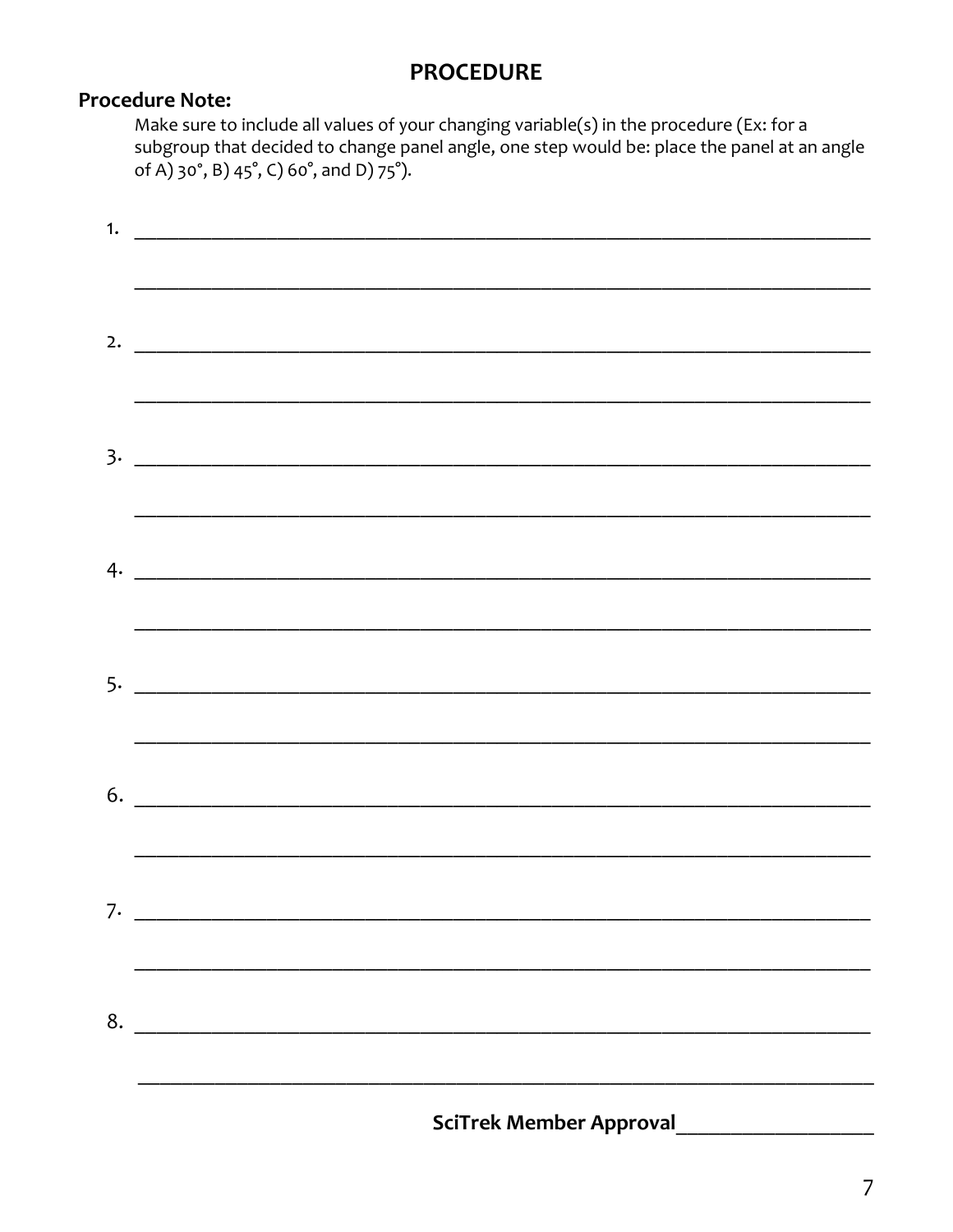# PROCEDURE

**Procedure Note:**

Make sure to include all values of your changing variable(s) in the procedure (Ex: for a subgroup that decided to change panel angle, one step would be: place the panel at an angle of A) 30°, B) 45°, C) 60°, and D) 75°).

1. ______________________________________________________________________

______________________________________________________________________

2. ______________________________________________________________________

______________________________________________________________________

3. ______________________________________________________________________

______________________________________________________________________

4. ______________________________________________________________________

______________________________________________________________________

5. ______________________________________________________________________

______________________________________________________________________

6. ______________________________________________________________________

______________________________________________________________________

7. ______________________________________________________________________

______________________________________________________________________

8. ______________________________________________________________________

______________________________________________________________________

**SciTrek Member Approval**__________________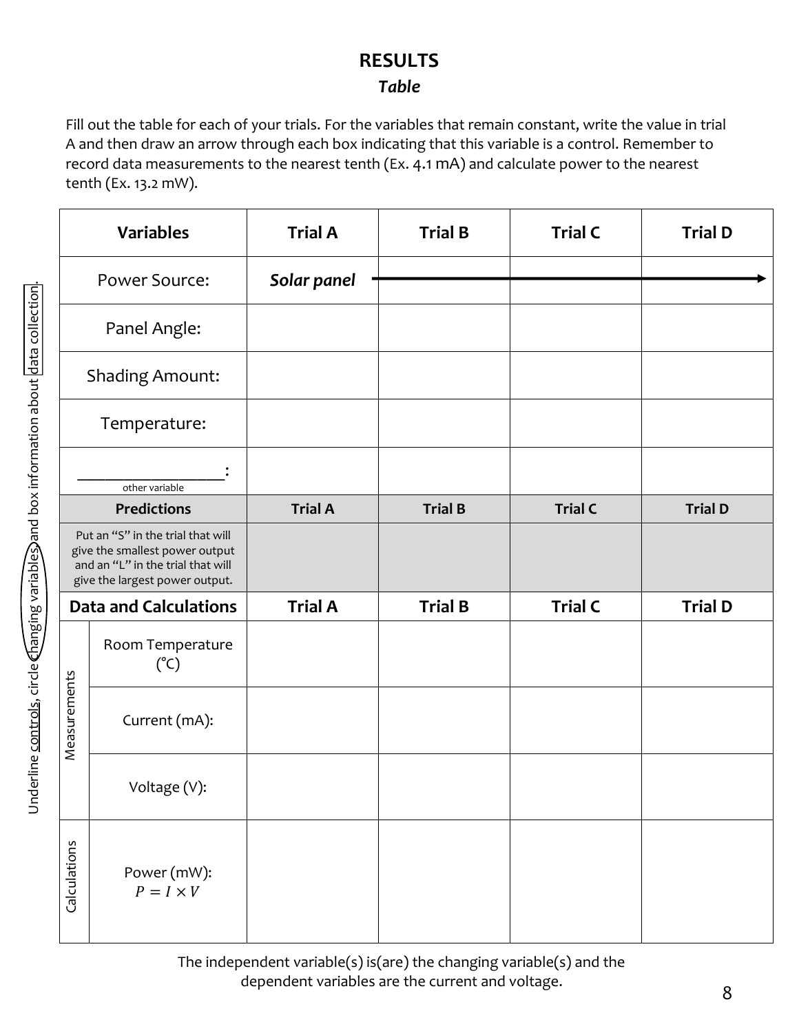## RESULTS

### *Table*

Fill out the table for each of your trials. For the variables that remain constant, write the value in trial A and then draw an arrow through each box indicating that this variable is a control. Remember to record data measurements to the nearest tenth (Ex. 4.1 mA) and calculate power to the nearest tenth (Ex. 13.2 mW).

Underline controls, circle changing variables, and box information about data collection.

| Variables | | Trial A | Trial B | Trial C | Trial D |
|---|---|---|---|---|---|
| Power Source: | | ***Solar panel*** → | → | → | → |
| Panel Angle: | | | | | |
| Shading Amount: | | | | | |
| Temperature: | | | | | |
| ________________: (other variable) | | | | | |
| **Predictions** | | **Trial A** | **Trial B** | **Trial C** | **Trial D** |
| Put an "S" in the trial that will give the smallest power output and an "L" in the trial that will give the largest power output. | | | | | |
| **Data and Calculations** | | **Trial A** | **Trial B** | **Trial C** | **Trial D** |
| Measurements | Room Temperature (°C) | | | | |
| | Current (mA): | | | | |
| | Voltage (V): | | | | |
| Calculations | Power (mW): $P = I \times V$ | | | | |

The independent variable(s) is(are) the changing variable(s) and the dependent variables are the current and voltage.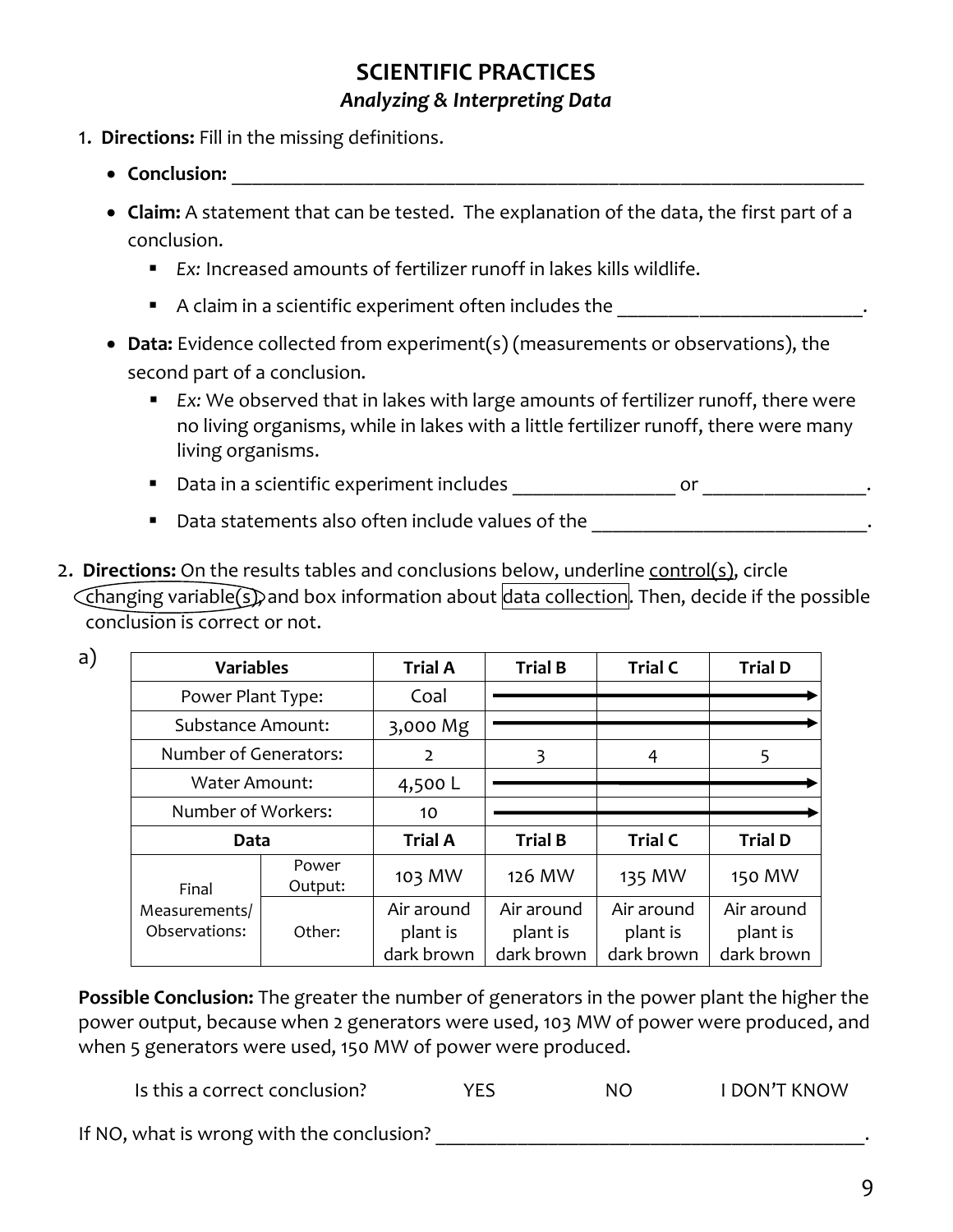# SCIENTIFIC PRACTICES

## *Analyzing & Interpreting Data*

1. **Directions:** Fill in the missing definitions.

   - **Conclusion:** ___________________________________________________________________
   - **Claim:** A statement that can be tested. The explanation of the data, the first part of a conclusion.
     - *Ex:* Increased amounts of fertilizer runoff in lakes kills wildlife.
     - A claim in a scientific experiment often includes the _________________________.
   - **Data:** Evidence collected from experiment(s) (measurements or observations), the second part of a conclusion.
     - *Ex:* We observed that in lakes with large amounts of fertilizer runoff, there were no living organisms, while in lakes with a little fertilizer runoff, there were many living organisms.
     - Data in a scientific experiment includes ________________ or ________________.
     - Data statements also often include values of the ___________________________.

2. **Directions:** On the results tables and conclusions below, underline control(s), circle changing variable(s), and box information about data collection. Then, decide if the possible conclusion is correct or not.

a)

| Variables | | Trial A | Trial B | Trial C | Trial D |
|---|---|---|---|---|---|
| Power Plant Type: | | Coal | → | → | → |
| Substance Amount: | | 3,000 Mg | → | → | → |
| Number of Generators: | | 2 | 3 | 4 | 5 |
| Water Amount: | | 4,500 L | → | → | → |
| Number of Workers: | | 10 | → | → | → |
| **Data** | | **Trial A** | **Trial B** | **Trial C** | **Trial D** |
| Final Measurements/ Observations: | Power Output: | 103 MW | 126 MW | 135 MW | 150 MW |
| | Other: | Air around plant is dark brown | Air around plant is dark brown | Air around plant is dark brown | Air around plant is dark brown |

**Possible Conclusion:** The greater the number of generators in the power plant the higher the power output, because when 2 generators were used, 103 MW of power were produced, and when 5 generators were used, 150 MW of power were produced.

Is this a correct conclusion? YES NO I DON'T KNOW

If NO, what is wrong with the conclusion? ___________________________________________.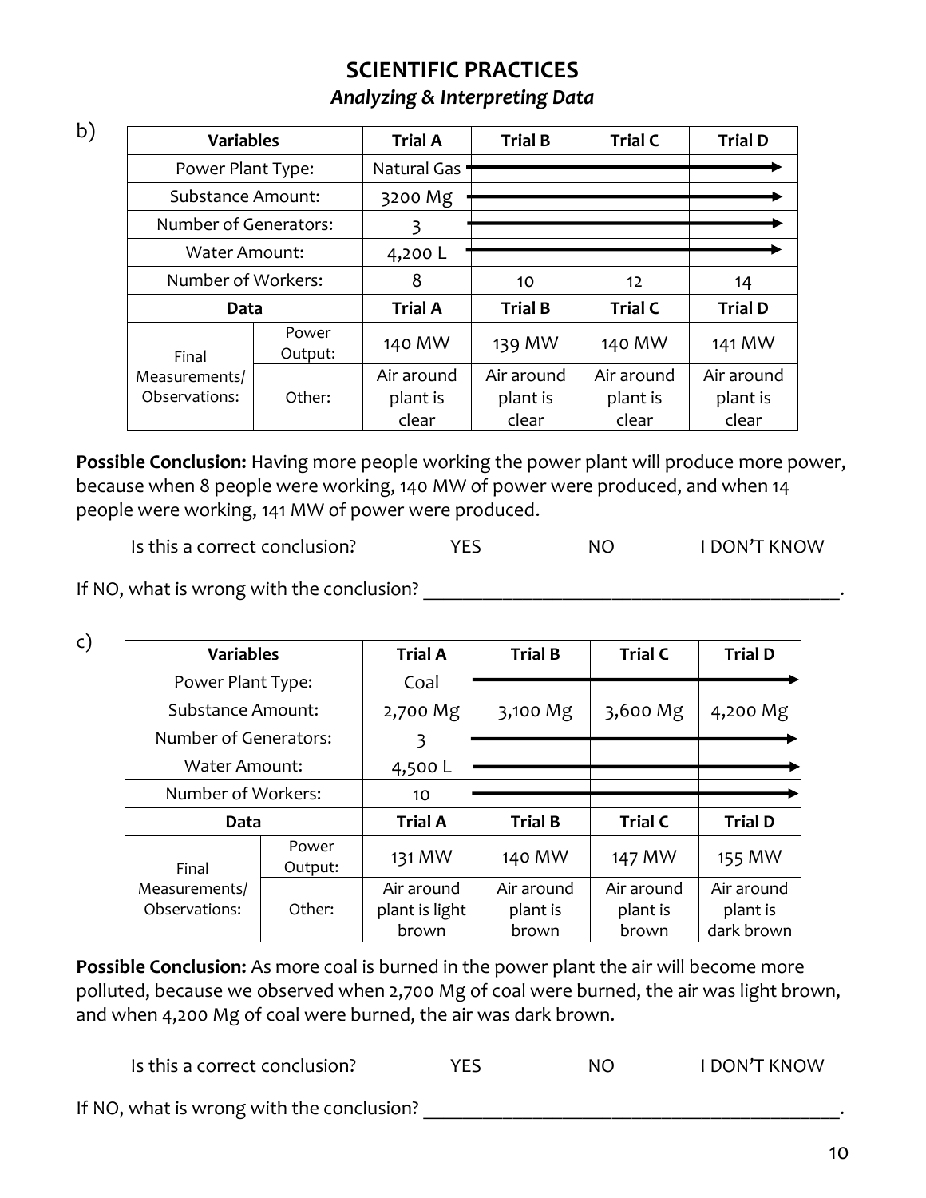## SCIENTIFIC PRACTICES

### *Analyzing & Interpreting Data*

b)

| Variables | | Trial A | Trial B | Trial C | Trial D |
|---|---|---|---|---|---|
| Power Plant Type: | | Natural Gas | → | → | → |
| Substance Amount: | | 3200 Mg | → | → | → |
| Number of Generators: | | 3 | → | → | → |
| Water Amount: | | 4,200 L | → | → | → |
| Number of Workers: | | 8 | 10 | 12 | 14 |
| **Data** | | **Trial A** | **Trial B** | **Trial C** | **Trial D** |
| Final Measurements/ Observations: | Power Output: | 140 MW | 139 MW | 140 MW | 141 MW |
| | Other: | Air around plant is clear | Air around plant is clear | Air around plant is clear | Air around plant is clear |

**Possible Conclusion:** Having more people working the power plant will produce more power, because when 8 people were working, 140 MW of power were produced, and when 14 people were working, 141 MW of power were produced.

Is this a correct conclusion? YES NO I DON'T KNOW

If NO, what is wrong with the conclusion? ________________________________________.

c)

| Variables | | Trial A | Trial B | Trial C | Trial D |
|---|---|---|---|---|---|
| Power Plant Type: | | Coal | → | → | → |
| Substance Amount: | | 2,700 Mg | 3,100 Mg | 3,600 Mg | 4,200 Mg |
| Number of Generators: | | 3 | → | → | → |
| Water Amount: | | 4,500 L | → | → | → |
| Number of Workers: | | 10 | → | → | → |
| **Data** | | **Trial A** | **Trial B** | **Trial C** | **Trial D** |
| Final Measurements/ Observations: | Power Output: | 131 MW | 140 MW | 147 MW | 155 MW |
| | Other: | Air around plant is light brown | Air around plant is brown | Air around plant is brown | Air around plant is dark brown |

**Possible Conclusion:** As more coal is burned in the power plant the air will become more polluted, because we observed when 2,700 Mg of coal were burned, the air was light brown, and when 4,200 Mg of coal were burned, the air was dark brown.

Is this a correct conclusion? YES NO I DON'T KNOW

If NO, what is wrong with the conclusion? ________________________________________.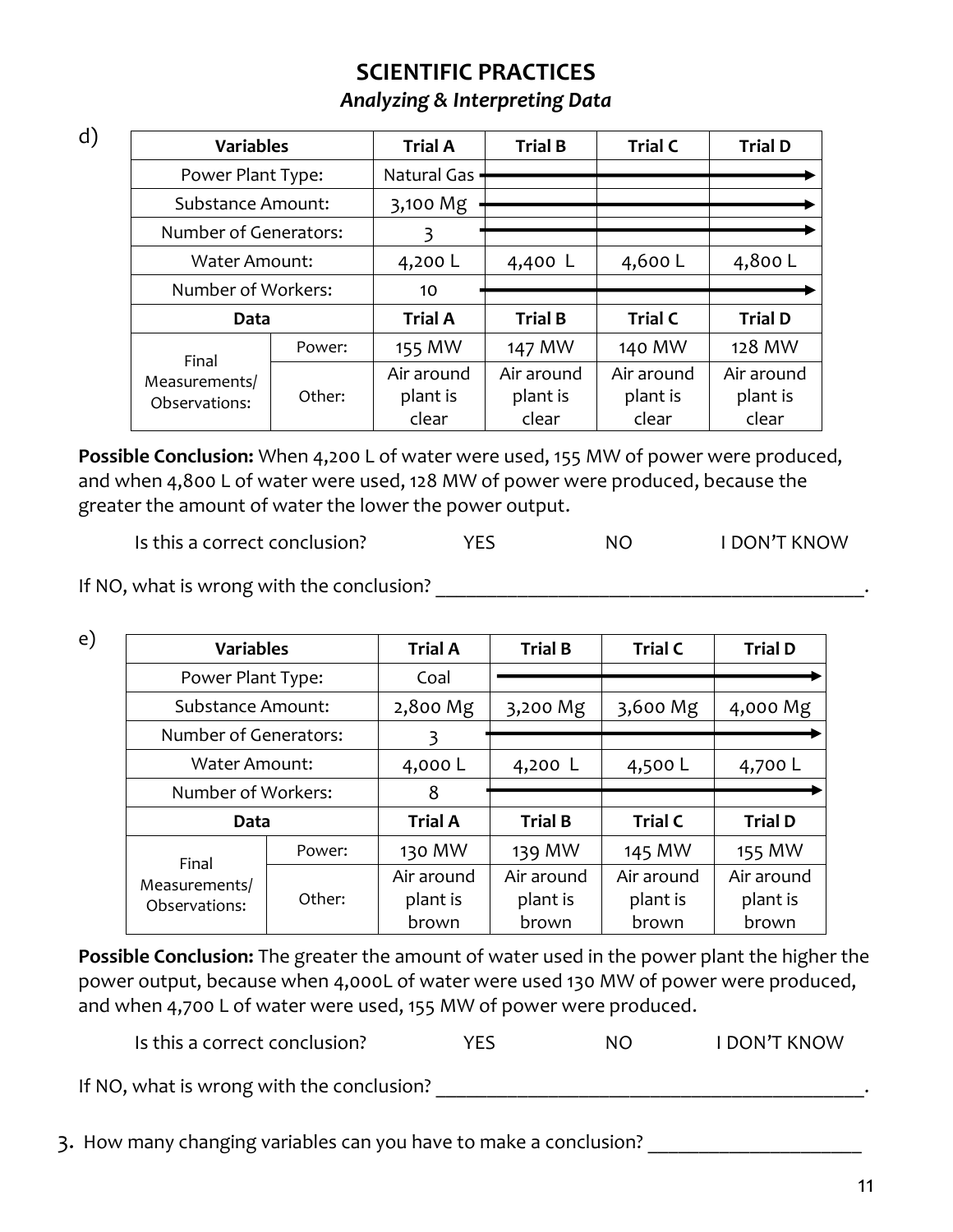# SCIENTIFIC PRACTICES

### *Analyzing & Interpreting Data*

d)

| Variables | | Trial A | Trial B | Trial C | Trial D |
|---|---|---|---|---|---|
| Power Plant Type: | | Natural Gas | → | → | → |
| Substance Amount: | | 3,100 Mg | → | → | → |
| Number of Generators: | | 3 | → | → | → |
| Water Amount: | | 4,200 L | 4,400 L | 4,600 L | 4,800 L |
| Number of Workers: | | 10 | → | → | → |
| **Data** | | **Trial A** | **Trial B** | **Trial C** | **Trial D** |
| Final Measurements/ Observations: | Power: | 155 MW | 147 MW | 140 MW | 128 MW |
| | Other: | Air around plant is clear | Air around plant is clear | Air around plant is clear | Air around plant is clear |

**Possible Conclusion:** When 4,200 L of water were used, 155 MW of power were produced, and when 4,800 L of water were used, 128 MW of power were produced, because the greater the amount of water the lower the power output.

Is this a correct conclusion? YES NO I DON'T KNOW

If NO, what is wrong with the conclusion? ___________________________________________.

e)

| Variables | | Trial A | Trial B | Trial C | Trial D |
|---|---|---|---|---|---|
| Power Plant Type: | | Coal | → | → | → |
| Substance Amount: | | 2,800 Mg | 3,200 Mg | 3,600 Mg | 4,000 Mg |
| Number of Generators: | | 3 | → | → | → |
| Water Amount: | | 4,000 L | 4,200 L | 4,500 L | 4,700 L |
| Number of Workers: | | 8 | → | → | → |
| **Data** | | **Trial A** | **Trial B** | **Trial C** | **Trial D** |
| Final Measurements/ Observations: | Power: | 130 MW | 139 MW | 145 MW | 155 MW |
| | Other: | Air around plant is brown | Air around plant is brown | Air around plant is brown | Air around plant is brown |

**Possible Conclusion:** The greater the amount of water used in the power plant the higher the power output, because when 4,000L of water were used 130 MW of power were produced, and when 4,700 L of water were used, 155 MW of power were produced.

Is this a correct conclusion? YES NO I DON'T KNOW

If NO, what is wrong with the conclusion? ___________________________________________.

3. How many changing variables can you have to make a conclusion? _____________________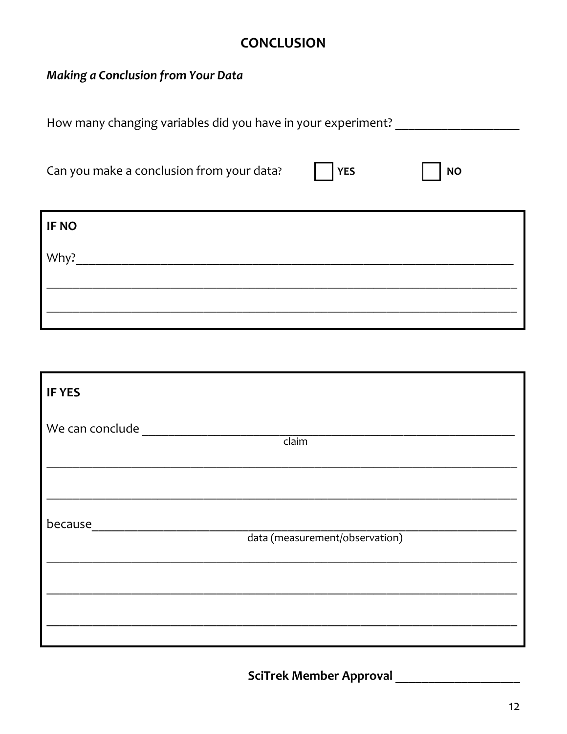# CONCLUSION

***Making a Conclusion from Your Data***

How many changing variables did you have in your experiment? ____________________

Can you make a conclusion from your data? ☐ **YES** ☐ **NO**

**IF NO**

Why?______________________________________________________________________

__________________________________________________________________________

__________________________________________________________________________

**IF YES**

We can conclude ___________________________________________________________
claim

__________________________________________________________________________

__________________________________________________________________________

because___________________________________________________________________
data (measurement/observation)

__________________________________________________________________________

__________________________________________________________________________

__________________________________________________________________________

**SciTrek Member Approval** ____________________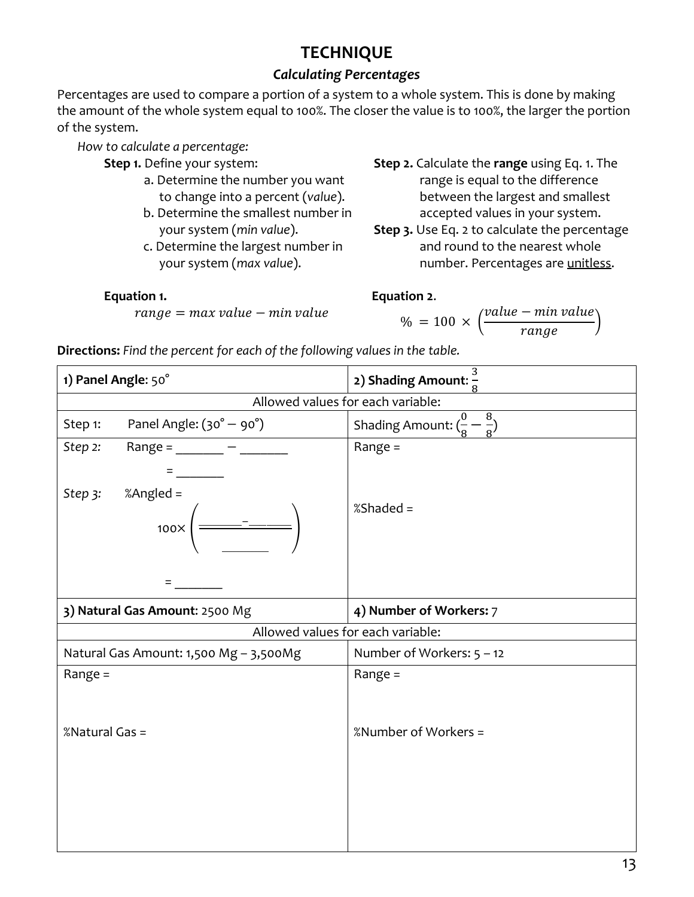# TECHNIQUE

### *Calculating Percentages*

Percentages are used to compare a portion of a system to a whole system. This is done by making the amount of the whole system equal to 100%. The closer the value is to 100%, the larger the portion of the system.

*How to calculate a percentage:*

**Step 1.** Define your system:

a. Determine the number you want to change into a percent (*value*).

b. Determine the smallest number in your system (*min value*).

c. Determine the largest number in your system (*max value*).

**Step 2.** Calculate the **range** using Eq. 1. The range is equal to the difference between the largest and smallest accepted values in your system.

**Step 3.** Use Eq. 2 to calculate the percentage and round to the nearest whole number. Percentages are <u>unitless</u>.

**Equation 1.**

$$range = max\ value - min\ value$$

**Equation 2.**

$$\% = 100 \times \left(\frac{value - min\ value}{range}\right)$$

**Directions:** *Find the percent for each of the following values in the table.*

| **1) Panel Angle**: 50° | **2) Shading Amount**: $\frac{3}{8}$ |
|---|---|
| Allowed values for each variable: | |
| Step 1: Panel Angle: (30° − 90°) | Shading Amount: ($\frac{0}{8} - \frac{8}{8}$) |
| *Step 2:* Range = _______ − _______ <br> = _______ <br> *Step 3:* %Angled = <br> $100 \times \left(\frac{\_\_\_\_ - \_\_\_\_}{\_\_\_\_}\right)$ <br> = _______ | Range = <br><br> %Shaded = |
| **3) Natural Gas Amount**: 2500 Mg | **4) Number of Workers:** 7 |
| Allowed values for each variable: | |
| Natural Gas Amount: 1,500 Mg – 3,500Mg | Number of Workers: 5 – 12 |
| Range = <br><br> %Natural Gas = | Range = <br><br> %Number of Workers = |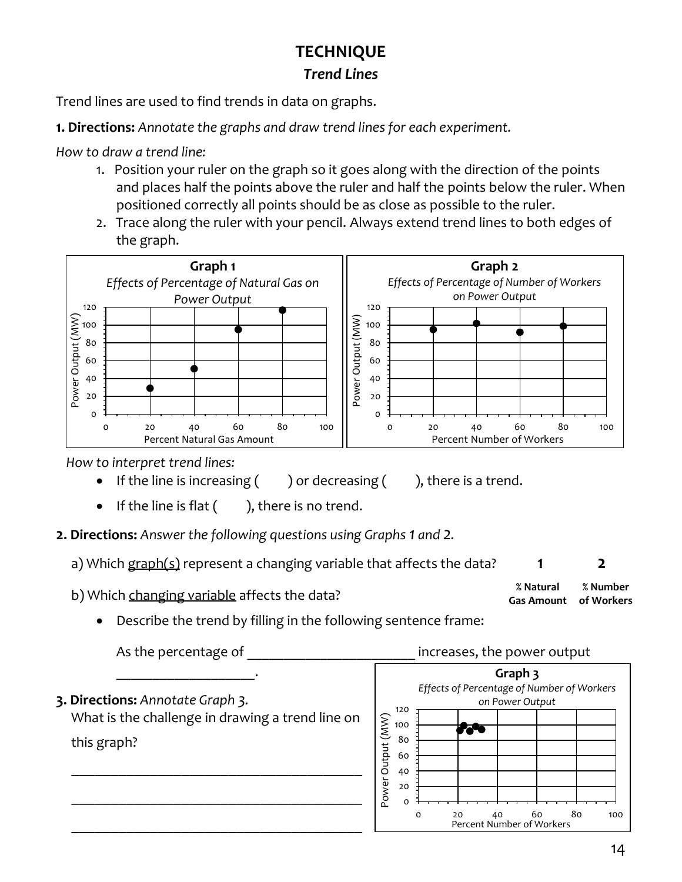# TECHNIQUE

## *Trend Lines*

Trend lines are used to find trends in data on graphs.

**1. Directions:** *Annotate the graphs and draw trend lines for each experiment.*

*How to draw a trend line:*

1. Position your ruler on the graph so it goes along with the direction of the points and places half the points above the ruler and half the points below the ruler. When positioned correctly all points should be as close as possible to the ruler.
2. Trace along the ruler with your pencil. Always extend trend lines to both edges of the graph.

**Graph 1**
*Effects of Percentage of Natural Gas on Power Output*

Power Output (MW)

Percent Natural Gas Amount

**Graph 2**
*Effects of Percentage of Number of Workers on Power Output*

Power Output (MW)

Percent Number of Workers

*How to interpret trend lines:*

- If the line is increasing (     ) or decreasing (     ), there is a trend.
- If the line is flat (     ), there is no trend.

**2. Directions:** *Answer the following questions using Graphs 1 and 2.*

a) Which graph(s) represent a changing variable that affects the data? **1** **2**

b) Which changing variable affects the data? **% Natural Gas Amount** **% Number of Workers**

- Describe the trend by filling in the following sentence frame:

As the percentage of _______________________ increases, the power output ___________________.

**3. Directions:** *Annotate Graph 3.*
What is the challenge in drawing a trend line on this graph?

_________________________________________

_________________________________________

_________________________________________

**Graph 3**
*Effects of Percentage of Number of Workers on Power Output*

Power Output (MW)

Percent Number of Workers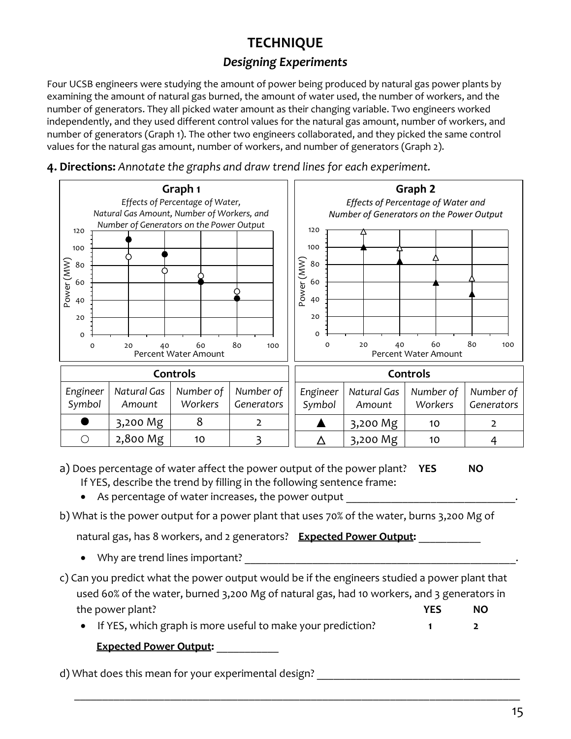# TECHNIQUE

## *Designing Experiments*

Four UCSB engineers were studying the amount of power being produced by natural gas power plants by examining the amount of natural gas burned, the amount of water used, the number of workers, and the number of generators. They all picked water amount as their changing variable. Two engineers worked independently, and they used different control values for the natural gas amount, number of workers, and number of generators (Graph 1). The other two engineers collaborated, and they picked the same control values for the natural gas amount, number of workers, and number of generators (Graph 2).

**4. Directions:** *Annotate the graphs and draw trend lines for each experiment.*

**Graph 1**

*Effects of Percentage of Water, Natural Gas Amount, Number of Workers, and Number of Generators on the Power Output*

Power (MW) vs. Percent Water Amount

**Graph 2**

*Effects of Percentage of Water and Number of Generators on the Power Output*

Power (MW) vs. Percent Water Amount

| Controls | | | |
|---|---|---|---|
| *Engineer Symbol* | *Natural Gas Amount* | *Number of Workers* | *Number of Generators* |
| ● | 3,200 Mg | 8 | 2 |
| ○ | 2,800 Mg | 10 | 3 |

| Controls | | | |
|---|---|---|---|
| *Engineer Symbol* | *Natural Gas Amount* | *Number of Workers* | *Number of Generators* |
| ▲ | 3,200 Mg | 10 | 2 |
| △ | 3,200 Mg | 10 | 4 |

a) Does percentage of water affect the power output of the power plant? **YES** **NO**
If YES, describe the trend by filling in the following sentence frame:

- As percentage of water increases, the power output ______________________________.

b) What is the power output for a power plant that uses 70% of the water, burns 3,200 Mg of natural gas, has 8 workers, and 2 generators? **Expected Power Output:** ___________

- Why are trend lines important? __________________________________________________.

c) Can you predict what the power output would be if the engineers studied a power plant that used 60% of the water, burned 3,200 Mg of natural gas, had 10 workers, and 3 generators in the power plant? **YES** **NO**

- If YES, which graph is more useful to make your prediction? **1** **2**

**Expected Power Output:** ___________

d) What does this mean for your experimental design? ____________________________________

______________________________________________________________________________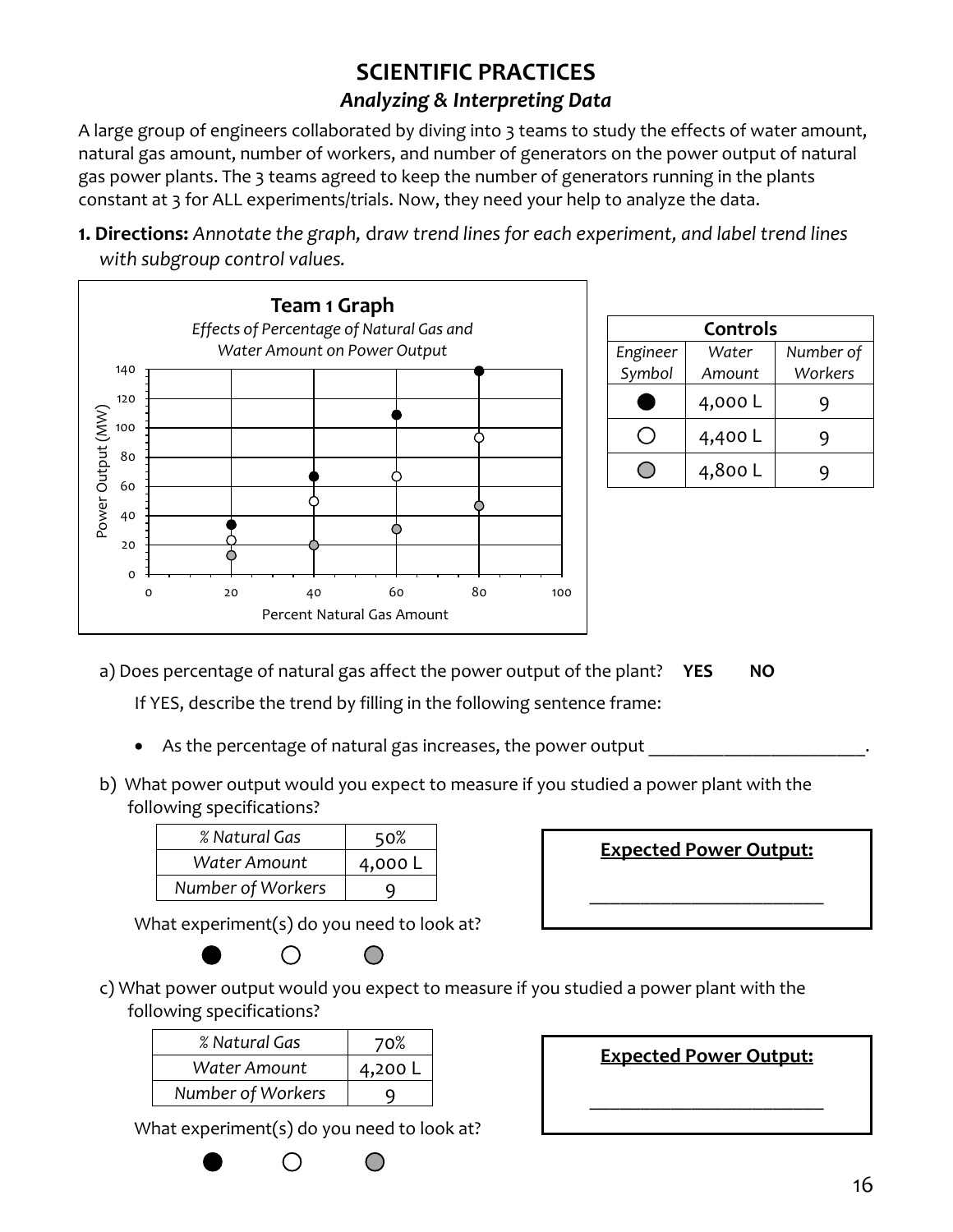# SCIENTIFIC PRACTICES

## *Analyzing & Interpreting Data*

A large group of engineers collaborated by diving into 3 teams to study the effects of water amount, natural gas amount, number of workers, and number of generators on the power output of natural gas power plants. The 3 teams agreed to keep the number of generators running in the plants constant at 3 for ALL experiments/trials. Now, they need your help to analyze the data.

**1. Directions:** *Annotate the graph, draw trend lines for each experiment, and label trend lines with subgroup control values.*

**Team 1 Graph**

*Effects of Percentage of Natural Gas and Water Amount on Power Output*

Power Output (MW)

Percent Natural Gas Amount

| Controls | | |
|---|---|---|
| *Engineer Symbol* | *Water Amount* | *Number of Workers* |
| ● | 4,000 L | 9 |
| ○ | 4,400 L | 9 |
| ◍ | 4,800 L | 9 |

a) Does percentage of natural gas affect the power output of the plant? **YES** **NO**

If YES, describe the trend by filling in the following sentence frame:

- As the percentage of natural gas increases, the power output ______________________.

b) What power output would you expect to measure if you studied a power plant with the following specifications?

| *% Natural Gas* | 50% |
|---|---|
| *Water Amount* | 4,000 L |
| *Number of Workers* | 9 |

What experiment(s) do you need to look at?

● ○ ◍

**Expected Power Output:**

________________________

c) What power output would you expect to measure if you studied a power plant with the following specifications?

| *% Natural Gas* | 70% |
|---|---|
| *Water Amount* | 4,200 L |
| *Number of Workers* | 9 |

What experiment(s) do you need to look at?

● ○ ◍

**Expected Power Output:**

________________________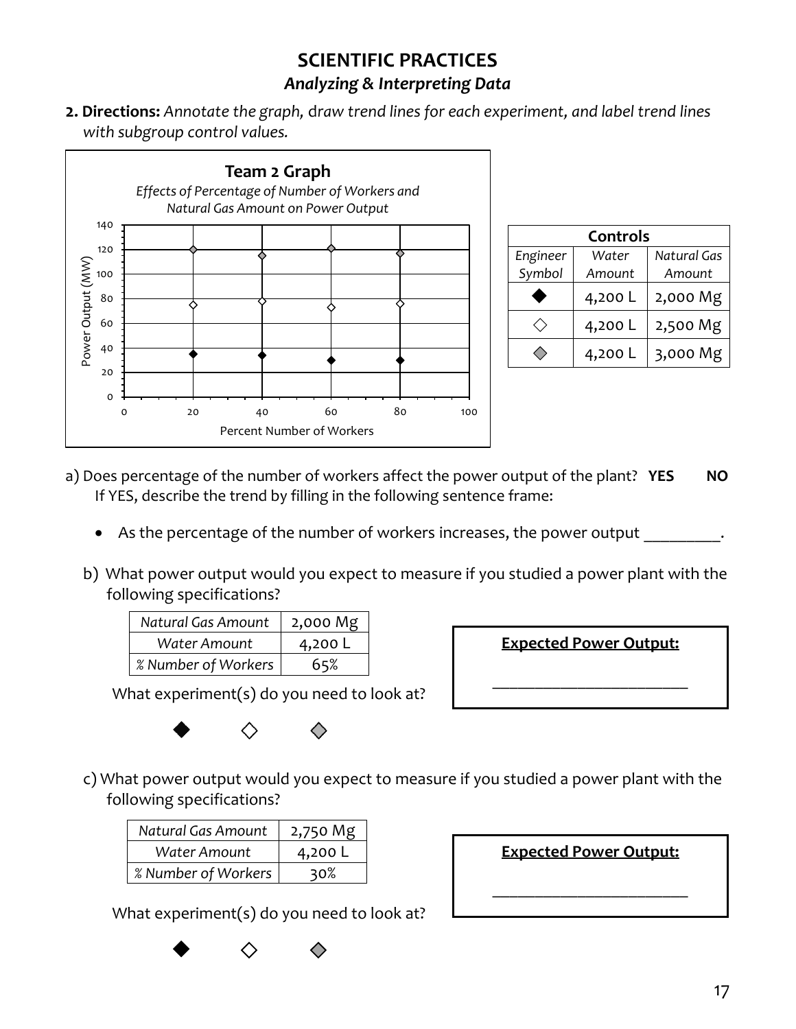## SCIENTIFIC PRACTICES

### *Analyzing & Interpreting Data*

**2. Directions:** *Annotate the graph, draw trend lines for each experiment, and label trend lines with subgroup control values.*

**Team 2 Graph**

*Effects of Percentage of Number of Workers and Natural Gas Amount on Power Output*

| Controls | | |
|---|---|---|
| *Engineer Symbol* | *Water Amount* | *Natural Gas Amount* |
| ◆ | 4,200 L | 2,000 Mg |
| ◇ | 4,200 L | 2,500 Mg |
| ◈ (gray) | 4,200 L | 3,000 Mg |

a) Does percentage of the number of workers affect the power output of the plant? **YES** **NO**
If YES, describe the trend by filling in the following sentence frame:

- As the percentage of the number of workers increases, the power output _________.

b) What power output would you expect to measure if you studied a power plant with the following specifications?

| *Natural Gas Amount* | 2,000 Mg |
|---|---|
| *Water Amount* | 4,200 L |
| *% Number of Workers* | 65% |

What experiment(s) do you need to look at?

◆ ◇ ◈

**Expected Power Output:**

________________________

c) What power output would you expect to measure if you studied a power plant with the following specifications?

| *Natural Gas Amount* | 2,750 Mg |
|---|---|
| *Water Amount* | 4,200 L |
| *% Number of Workers* | 30% |

What experiment(s) do you need to look at?

◆ ◇ ◈

**Expected Power Output:**

________________________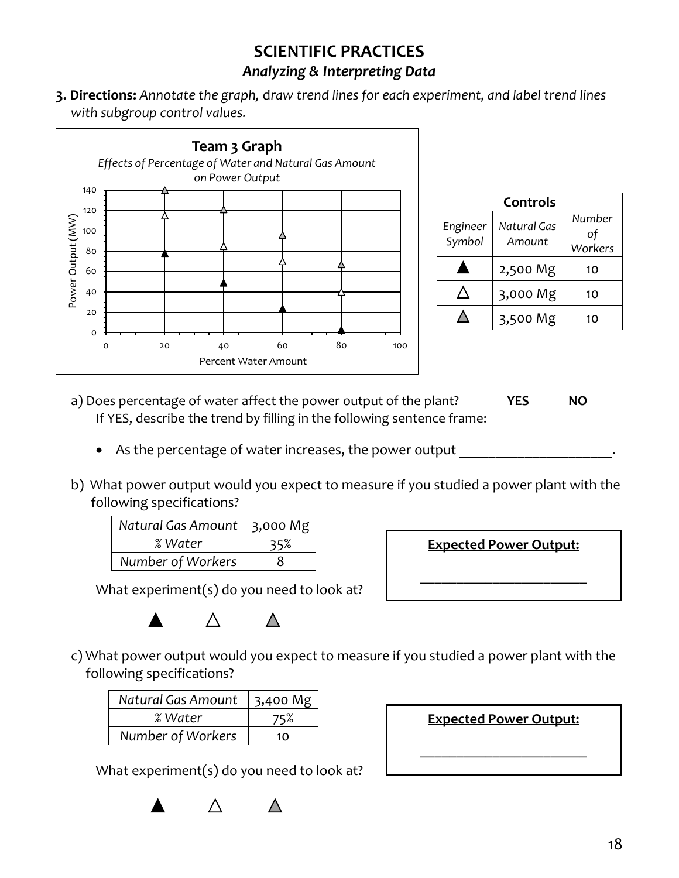## SCIENTIFIC PRACTICES

### *Analyzing & Interpreting Data*

**3. Directions:** *Annotate the graph,* d*raw trend lines for each experiment, and label trend lines with subgroup control values.*

**Team 3 Graph**

*Effects of Percentage of Water and Natural Gas Amount on Power Output*

| Controls | | |
|---|---|---|
| *Engineer Symbol* | *Natural Gas Amount* | *Number of Workers* |
| ▲ | 2,500 Mg | 10 |
| △ | 3,000 Mg | 10 |
| ▲ (gray) | 3,500 Mg | 10 |

a) Does percentage of water affect the power output of the plant? **YES** **NO**

If YES, describe the trend by filling in the following sentence frame:

- As the percentage of water increases, the power output _____________________.

b) What power output would you expect to measure if you studied a power plant with the following specifications?

| *Natural Gas Amount* | 3,000 Mg |
|---|---|
| *% Water* | 35% |
| *Number of Workers* | 8 |

What experiment(s) do you need to look at?

▲ △ ▲ (gray)

**Expected Power Output:**

_______________________

c) What power output would you expect to measure if you studied a power plant with the following specifications?

| *Natural Gas Amount* | 3,400 Mg |
|---|---|
| *% Water* | 75% |
| *Number of Workers* | 10 |

What experiment(s) do you need to look at?

▲ △ ▲ (gray)

**Expected Power Output:**

_______________________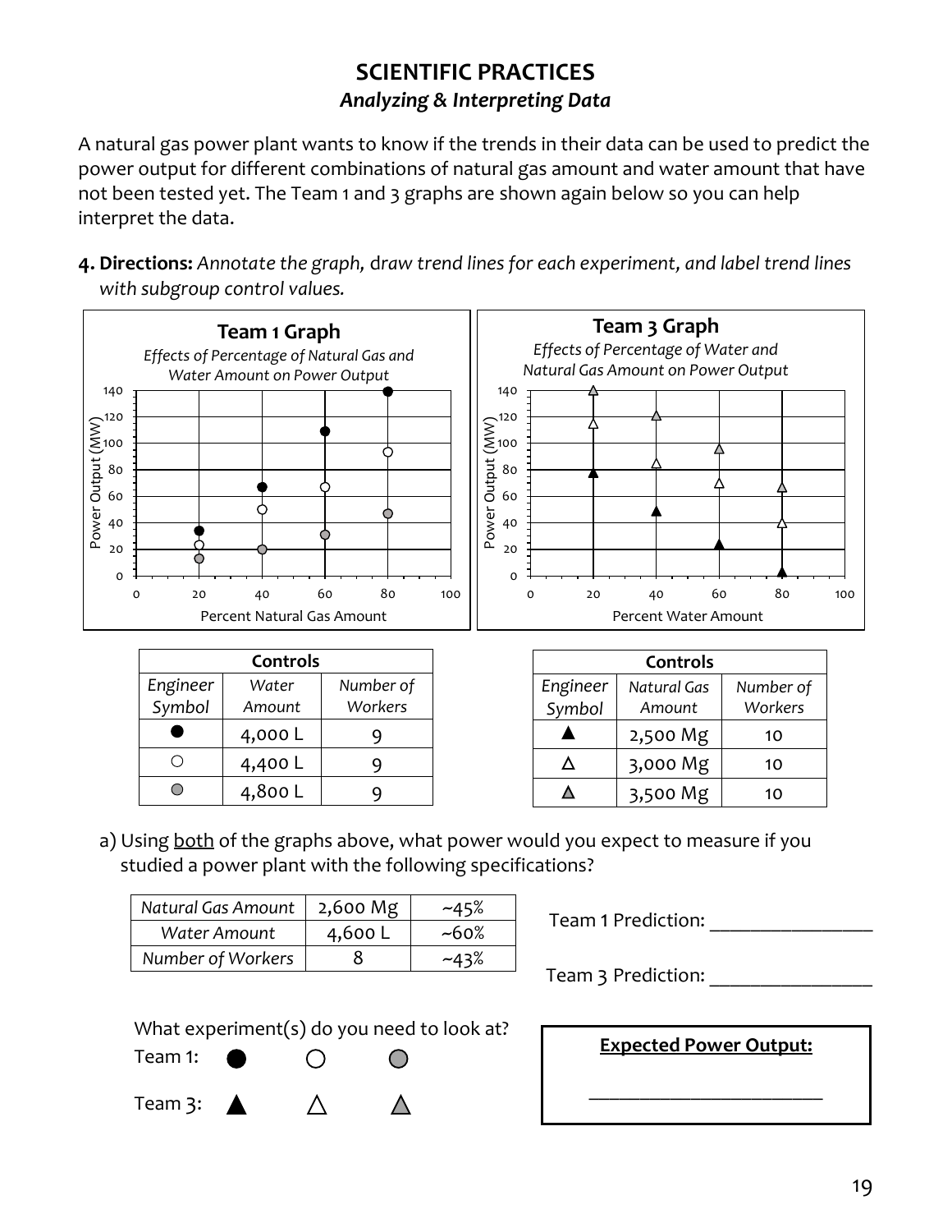## SCIENTIFIC PRACTICES

### *Analyzing & Interpreting Data*

A natural gas power plant wants to know if the trends in their data can be used to predict the power output for different combinations of natural gas amount and water amount that have not been tested yet. The Team 1 and 3 graphs are shown again below so you can help interpret the data.

**4. Directions:** *Annotate the graph, draw trend lines for each experiment, and label trend lines with subgroup control values.*

**Team 1 Graph**
*Effects of Percentage of Natural Gas and Water Amount on Power Output*

**Team 3 Graph**
*Effects of Percentage of Water and Natural Gas Amount on Power Output*

| Controls | | |
|---|---|---|
| *Engineer Symbol* | *Water Amount* | *Number of Workers* |
| ● | 4,000 L | 9 |
| ○ | 4,400 L | 9 |
| ● (gray) | 4,800 L | 9 |

| Controls | | |
|---|---|---|
| *Engineer Symbol* | *Natural Gas Amount* | *Number of Workers* |
| ▲ | 2,500 Mg | 10 |
| △ | 3,000 Mg | 10 |
| ▲ (gray) | 3,500 Mg | 10 |

a) Using both of the graphs above, what power would you expect to measure if you studied a power plant with the following specifications?

| *Natural Gas Amount* | 2,600 Mg | ~45% |
|---|---|---|
| *Water Amount* | 4,600 L | ~60% |
| *Number of Workers* | 8 | ~43% |

Team 1 Prediction: _______________

Team 3 Prediction: _______________

What experiment(s) do you need to look at?

Team 1: ● ○ ● (gray)

Team 3: ▲ △ ▲ (gray)

**Expected Power Output:**

_______________________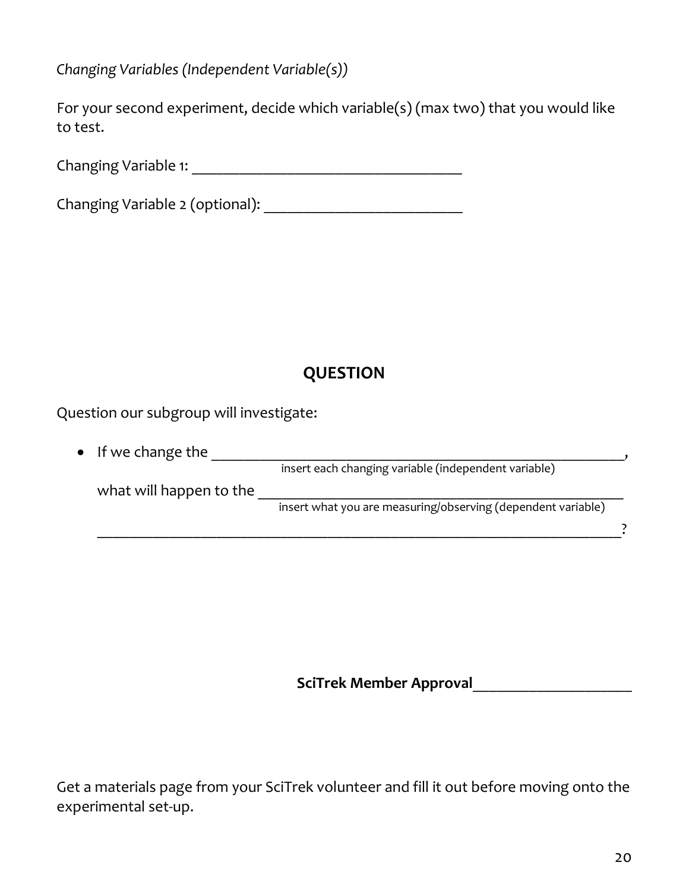*Changing Variables (Independent Variable(s))*

For your second experiment, decide which variable(s) (max two) that you would like to test.

Changing Variable 1: ___________________________________

Changing Variable 2 (optional): __________________________

## QUESTION

Question our subgroup will investigate:

- If we change the ______________________________________________________,
  insert each changing variable (independent variable)

  what will happen to the _______________________________________________
  insert what you are measuring/observing (dependent variable)

  _____________________________________________________________________?

**SciTrek Member Approval**____________________

Get a materials page from your SciTrek volunteer and fill it out before moving onto the experimental set-up.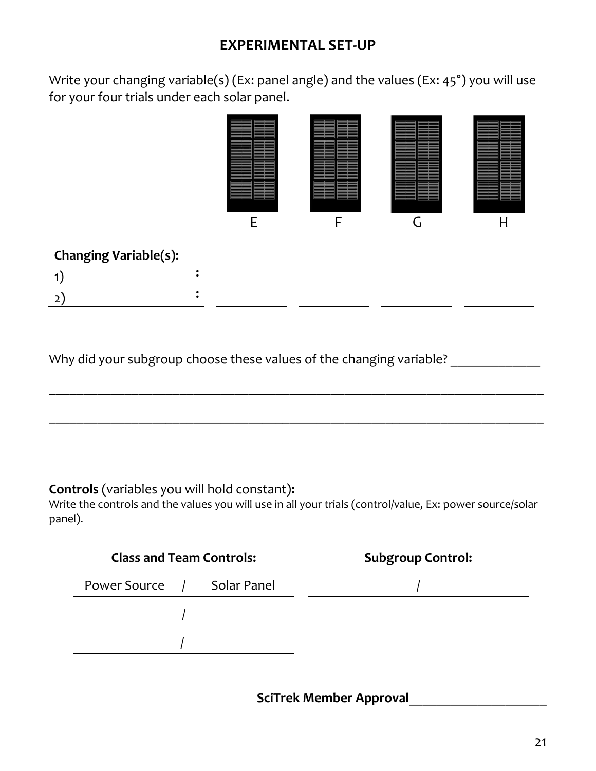## EXPERIMENTAL SET-UP

Write your changing variable(s) (Ex: panel angle) and the values (Ex: 45°) you will use for your four trials under each solar panel.

| | E | F | G | H |
|---|---|---|---|---|
| **Changing Variable(s):** | | | | |
| 1) ____________________ : | ________ | ________ | ________ | ________ |
| 2) ____________________ : | ________ | ________ | ________ | ________ |

Why did your subgroup choose these values of the changing variable? _____________

_____________________________________________________________________________

_____________________________________________________________________________

**Controls** (variables you will hold constant)**:**
Write the controls and the values you will use in all your trials (control/value, Ex: power source/solar panel).

| **Class and Team Controls:** | **Subgroup Control:** |
|---|---|
| Power Source / Solar Panel | / |
| / | |
| / | |

**SciTrek Member Approval**_____________________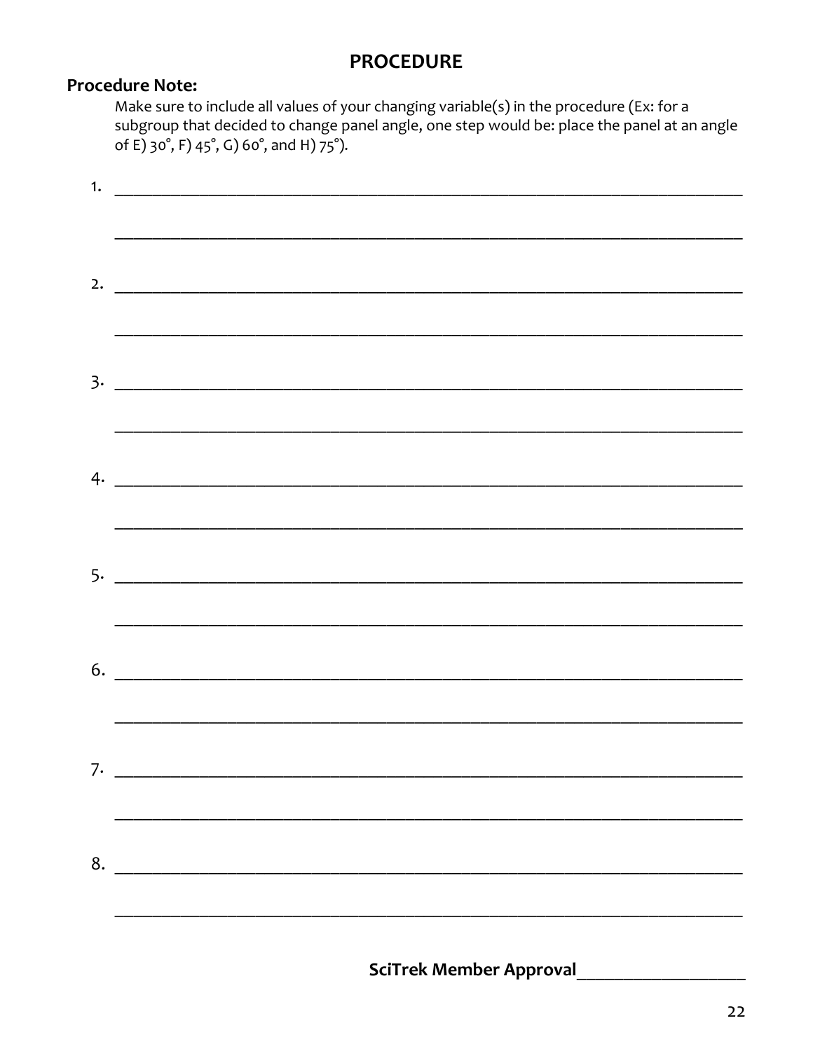# PROCEDURE

**Procedure Note:**

Make sure to include all values of your changing variable(s) in the procedure (Ex: for a subgroup that decided to change panel angle, one step would be: place the panel at an angle of E) 30°, F) 45°, G) 60°, and H) 75°).

1. ______________________________________________________________________

   ______________________________________________________________________

2. ______________________________________________________________________

   ______________________________________________________________________

3. ______________________________________________________________________

   ______________________________________________________________________

4. ______________________________________________________________________

   ______________________________________________________________________

5. ______________________________________________________________________

   ______________________________________________________________________

6. ______________________________________________________________________

   ______________________________________________________________________

7. ______________________________________________________________________

   ______________________________________________________________________

8. ______________________________________________________________________

   ______________________________________________________________________

**SciTrek Member Approval**___________________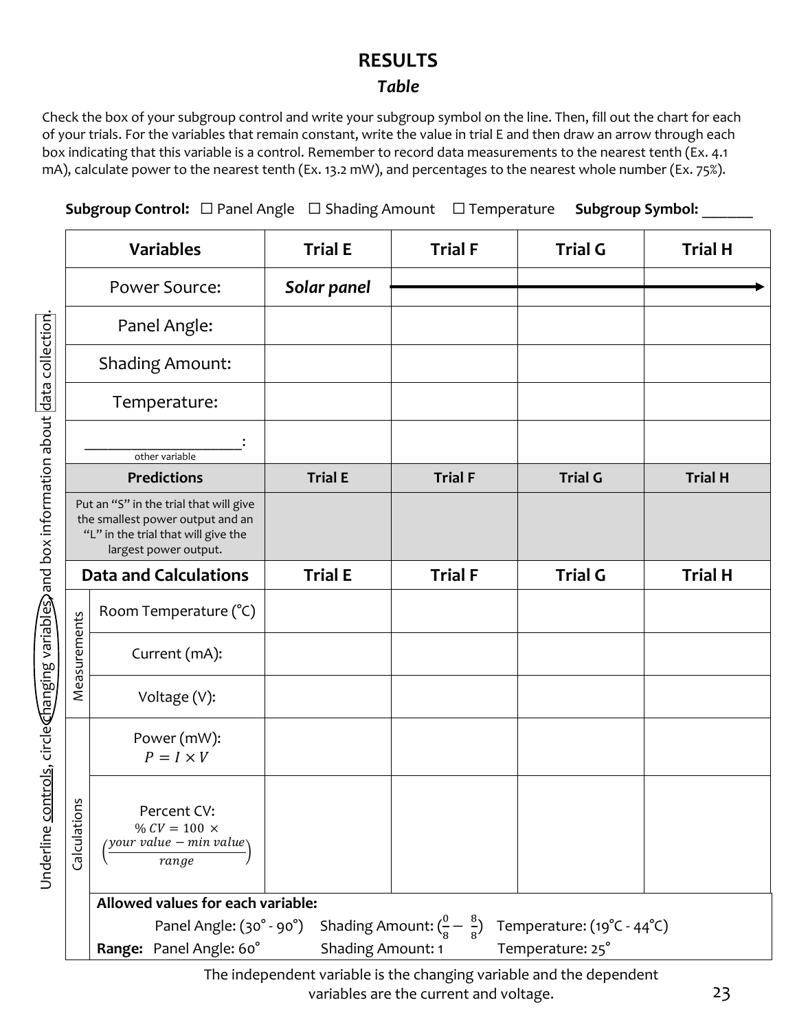## RESULTS

### *Table*

Check the box of your subgroup control and write your subgroup symbol on the line. Then, fill out the chart for each of your trials. For the variables that remain constant, write the value in trial E and then draw an arrow through each box indicating that this variable is a control. Remember to record data measurements to the nearest tenth (Ex. 4.1 mA), calculate power to the nearest tenth (Ex. 13.2 mW), and percentages to the nearest whole number (Ex. 75%).

**Subgroup Control:** ☐ Panel Angle ☐ Shading Amount ☐ Temperature **Subgroup Symbol:** ______

Underline controls, circle changing variables, and box information about data collection.

| | Variables | Trial E | Trial F | Trial G | Trial H |
|---|---|---|---|---|---|
| | Power Source: | *Solar panel* | → | → | → |
| | Panel Angle: | | | | |
| | Shading Amount: | | | | |
| | Temperature: | | | | |
| | ________________: (other variable) | | | | |
| | **Predictions** | **Trial E** | **Trial F** | **Trial G** | **Trial H** |
| | Put an "S" in the trial that will give the smallest power output and an "L" in the trial that will give the largest power output. | | | | |
| | **Data and Calculations** | **Trial E** | **Trial F** | **Trial G** | **Trial H** |
| Measurements | Room Temperature (°C) | | | | |
| Measurements | Current (mA): | | | | |
| Measurements | Voltage (V): | | | | |
| Calculations | Power (mW): $P = I \times V$ | | | | |
| Calculations | Percent CV: $\% \, CV = 100 \times \left(\frac{your\ value - min\ value}{range}\right)$ | | | | |

**Allowed values for each variable:**
Panel Angle: (30° - 90°) Shading Amount: ($\frac{0}{8} - \frac{8}{8}$) Temperature: (19°C - 44°C)
**Range:** Panel Angle: 60° Shading Amount: 1 Temperature: 25°

The independent variable is the changing variable and the dependent variables are the current and voltage.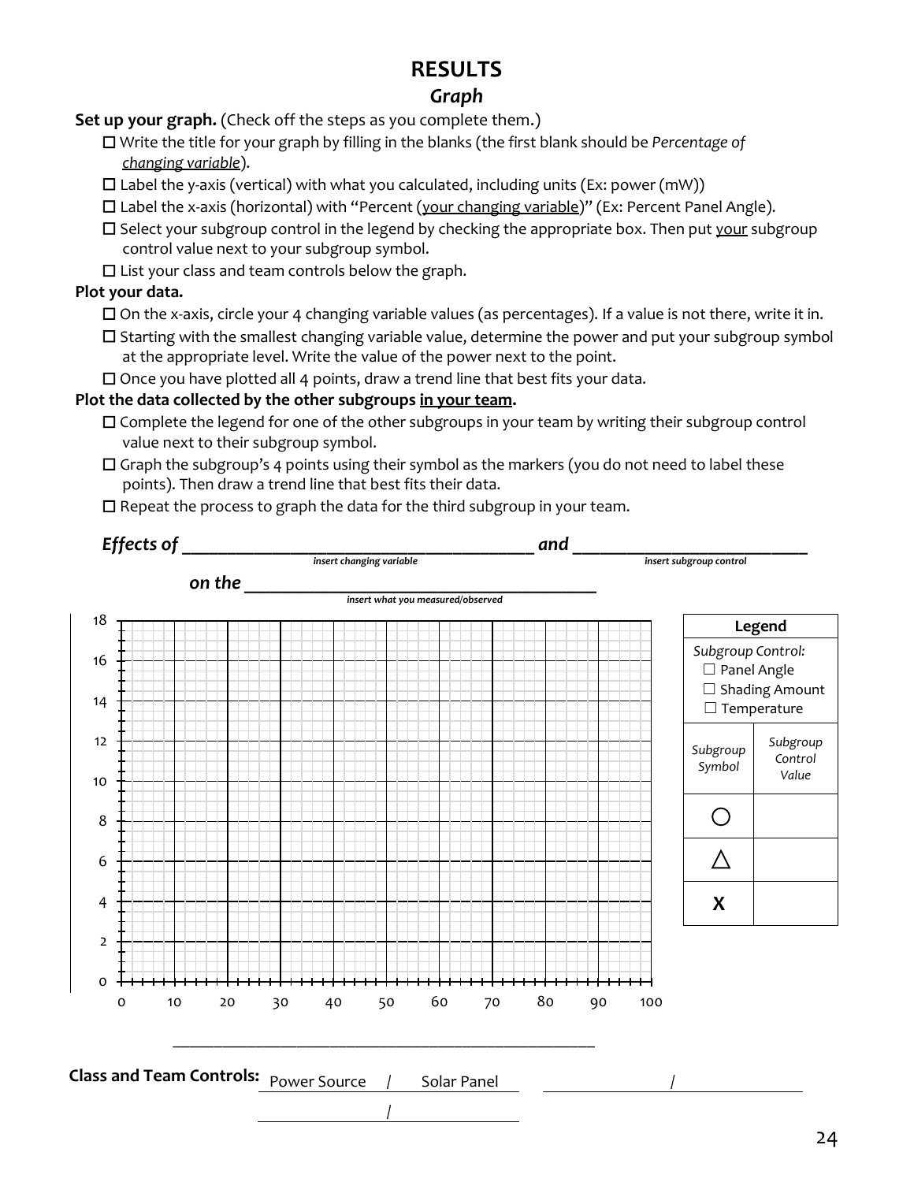# RESULTS

## *Graph*

**Set up your graph.** (Check off the steps as you complete them.)

- ☐ Write the title for your graph by filling in the blanks (the first blank should be *Percentage of changing variable*).
- ☐ Label the y-axis (vertical) with what you calculated, including units (Ex: power (mW))
- ☐ Label the x-axis (horizontal) with "Percent (your changing variable)" (Ex: Percent Panel Angle).
- ☐ Select your subgroup control in the legend by checking the appropriate box. Then put your subgroup control value next to your subgroup symbol.
- ☐ List your class and team controls below the graph.

**Plot your data.**

- ☐ On the x-axis, circle your 4 changing variable values (as percentages). If a value is not there, write it in.
- ☐ Starting with the smallest changing variable value, determine the power and put your subgroup symbol at the appropriate level. Write the value of the power next to the point.
- ☐ Once you have plotted all 4 points, draw a trend line that best fits your data.

**Plot the data collected by the other subgroups in your team.**

- ☐ Complete the legend for one of the other subgroups in your team by writing their subgroup control value next to their subgroup symbol.
- ☐ Graph the subgroup's 4 points using their symbol as the markers (you do not need to label these points). Then draw a trend line that best fits their data.
- ☐ Repeat the process to graph the data for the third subgroup in your team.

***Effects of*** ________________________ ***and*** ________________________
*insert changing variable* — *insert subgroup control*

***on the*** ________________________
*insert what you measured/observed*

Y-axis: 0, 2, 4, 6, 8, 10, 12, 14, 16, 18

X-axis: 0, 10, 20, 30, 40, 50, 60, 70, 80, 90, 100

| Legend | |
|---|---|
| *Subgroup Control:* ☐ Panel Angle ☐ Shading Amount ☐ Temperature | |
| *Subgroup Symbol* | *Subgroup Control Value* |
| ○ | |
| △ | |
| **X** | |

________________________

**Class and Team Controls:** Power Source / Solar Panel     ________ / ________

________ / ________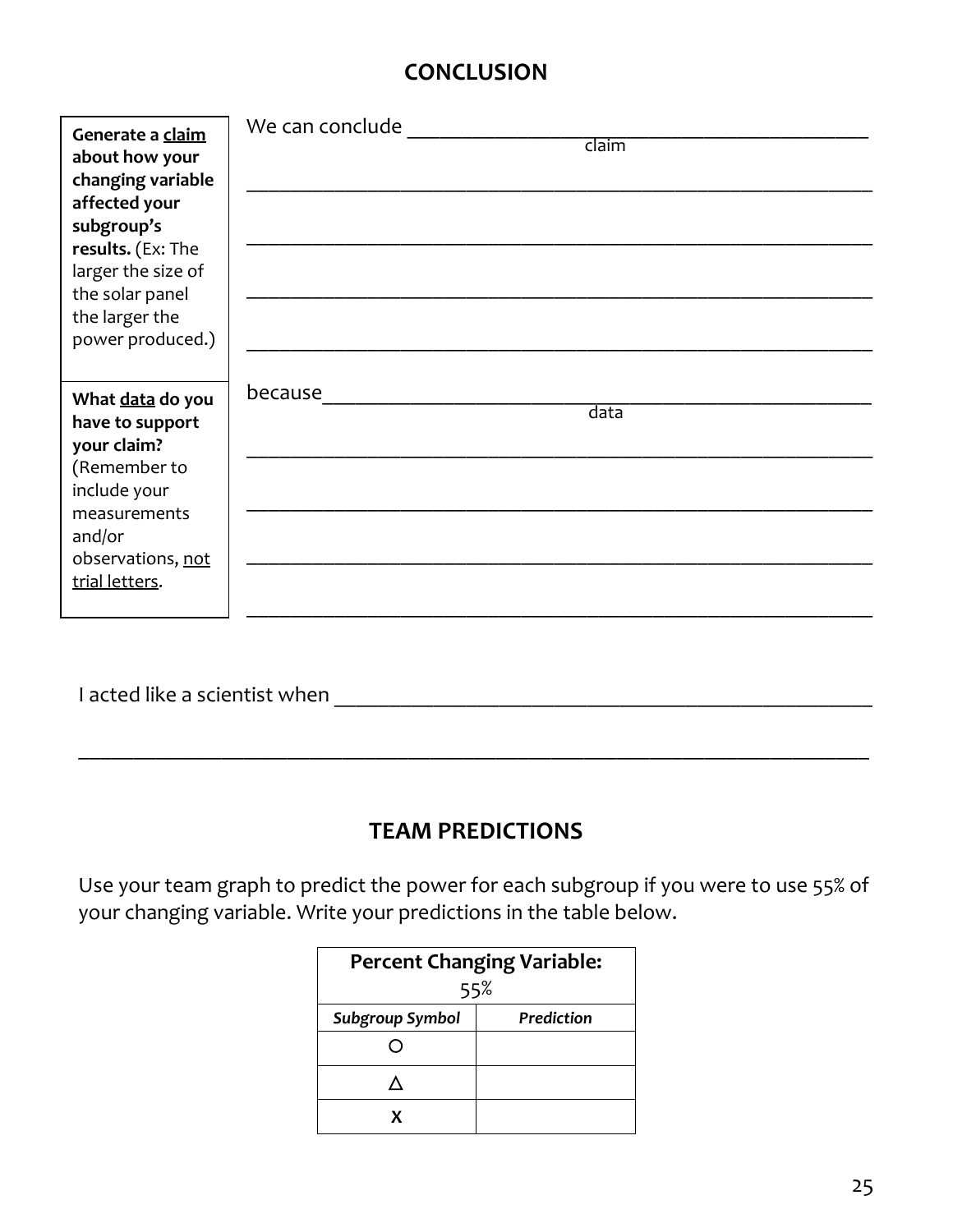## CONCLUSION

| | |
|---|---|
| **Generate a <u>claim</u> about how your changing variable affected your subgroup's results.** (Ex: The larger the size of the solar panel the larger the power produced.) | We can conclude ______________________________ (claim)<br>______________________________<br>______________________________<br>______________________________<br>______________________________ |
| **What <u>data</u> do you have to support your claim?** (Remember to include your measurements and/or observations, <u>not trial letters</u>. | because______________________________ (data)<br>______________________________<br>______________________________<br>______________________________<br>______________________________ |

I acted like a scientist when ______________________________________________

______________________________________________________________________

## TEAM PREDICTIONS

Use your team graph to predict the power for each subgroup if you were to use 55% of your changing variable. Write your predictions in the table below.

| **Percent Changing Variable:** 55% | |
|---|---|
| ***Subgroup Symbol*** | ***Prediction*** |
| ○ | |
| △ | |
| X | |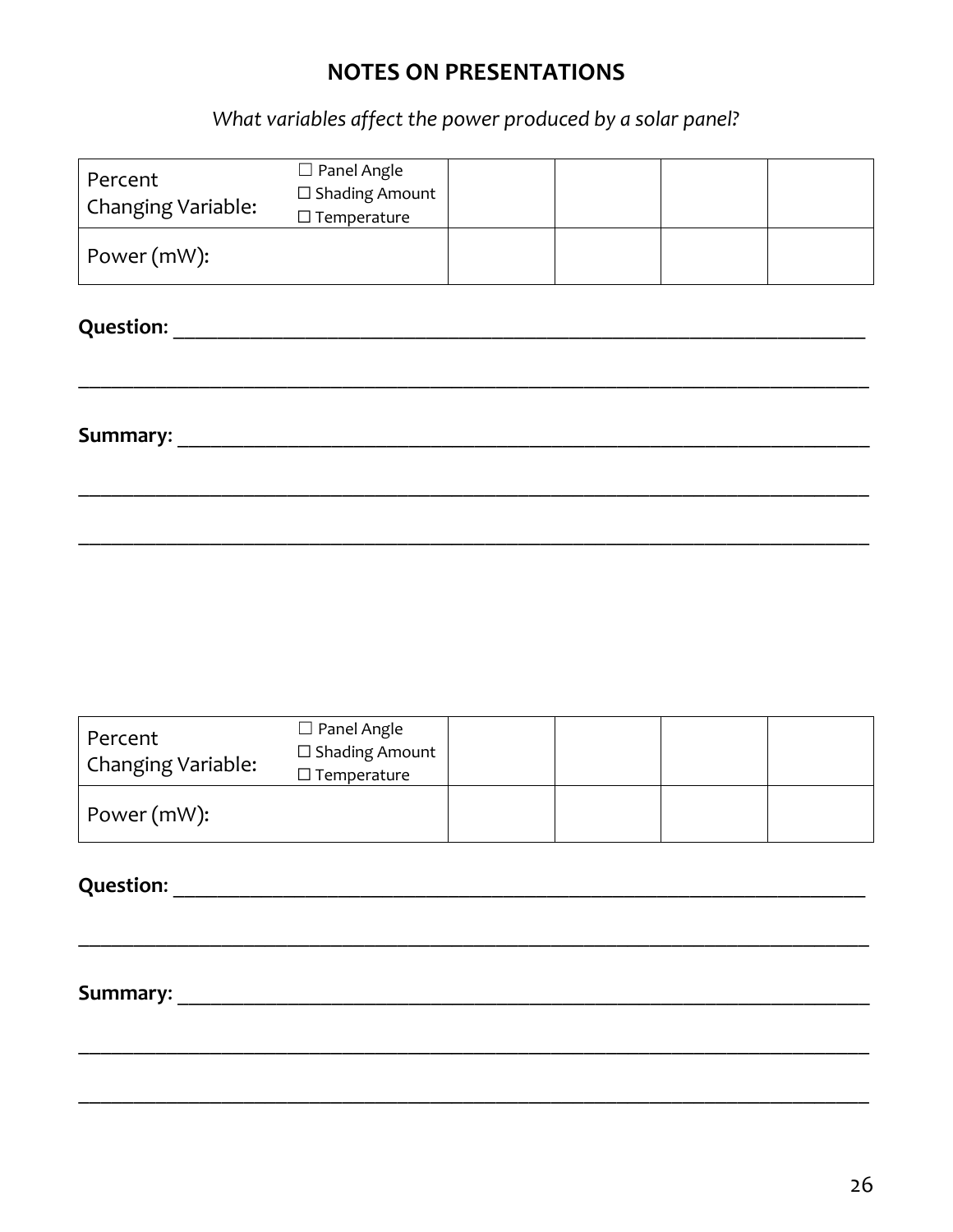# NOTES ON PRESENTATIONS

*What variables affect the power produced by a solar panel?*

| Percent Changing Variable: | ☐ Panel Angle<br>☐ Shading Amount<br>☐ Temperature | | | | |
|---|---|---|---|---|---|
| Power (mW): | | | | | |

**Question:** ______________________________________________________________________

______________________________________________________________________________

**Summary:** ______________________________________________________________________

______________________________________________________________________________

______________________________________________________________________________

| Percent Changing Variable: | ☐ Panel Angle<br>☐ Shading Amount<br>☐ Temperature | | | | |
|---|---|---|---|---|---|
| Power (mW): | | | | | |

**Question:** ______________________________________________________________________

______________________________________________________________________________

**Summary:** ______________________________________________________________________

______________________________________________________________________________

______________________________________________________________________________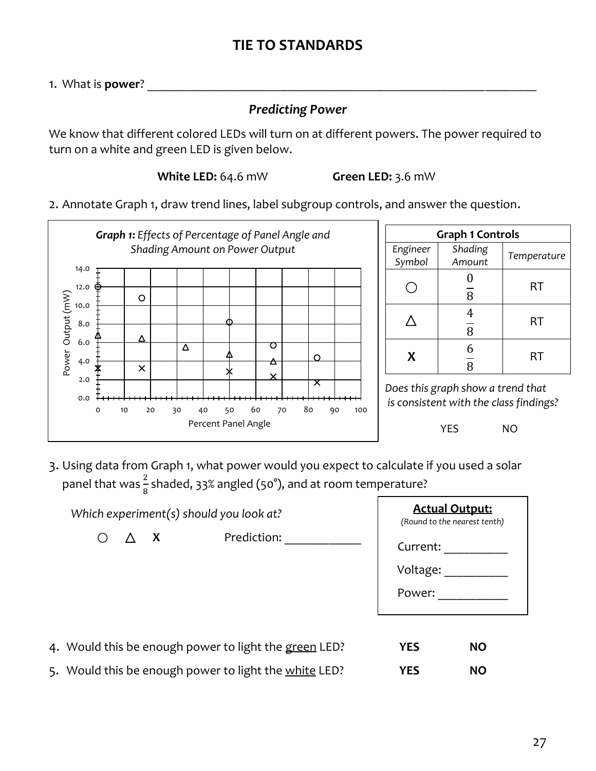## TIE TO STANDARDS

1. What is **power**? ____________________________________________________________

### *Predicting Power*

We know that different colored LEDs will turn on at different powers. The power required to turn on a white and green LED is given below.

**White LED:** 64.6 mW **Green LED:** 3.6 mW

2. Annotate Graph 1, draw trend lines, label subgroup controls, and answer the question.

***Graph 1:*** *Effects of Percentage of Panel Angle and Shading Amount on Power Output*

Y-axis: Power Output (mW), 0.0 to 14.0
X-axis: Percent Panel Angle, 0 to 100

| Graph 1 Controls | | |
|---|---|---|
| *Engineer Symbol* | *Shading Amount* | *Temperature* |
| ○ | $\frac{0}{8}$ | RT |
| △ | $\frac{4}{8}$ | RT |
| **X** | $\frac{6}{8}$ | RT |

*Does this graph show a trend that is consistent with the class findings?*

YES NO

3. Using data from Graph 1, what power would you expect to calculate if you used a solar panel that was $\frac{2}{8}$ shaded, 33% angled (50°), and at room temperature?

*Which experiment(s) should you look at?*

○ △ **X** Prediction: ____________

**Actual Output:**
*(Round to the nearest tenth)*

Current: __________

Voltage: __________

Power: ___________

4. Would this be enough power to light the green LED? **YES** **NO**
5. Would this be enough power to light the white LED? **YES** **NO**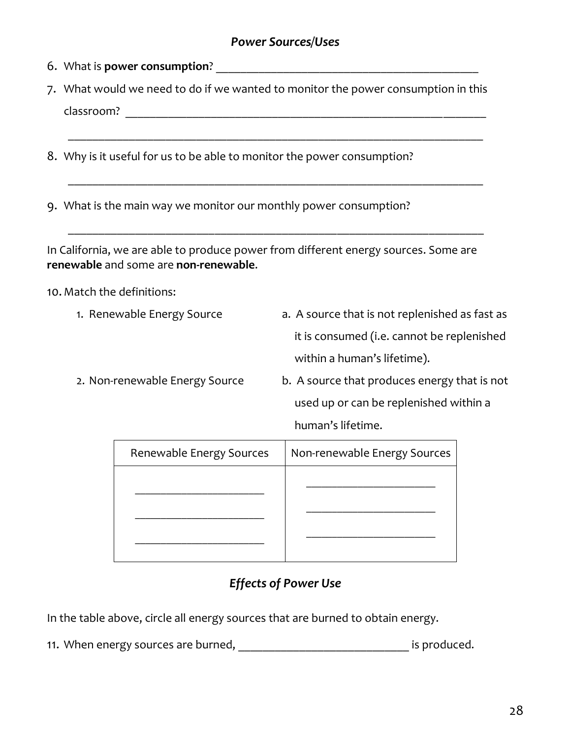## *Power Sources/Uses*

6. What is **power consumption**? ____________________________________________

7. What would we need to do if we wanted to monitor the power consumption in this classroom? ____________________________________________________________

   _______________________________________________________________________

8. Why is it useful for us to be able to monitor the power consumption?

   _______________________________________________________________________

9. What is the main way we monitor our monthly power consumption?

   _______________________________________________________________________

In California, we are able to produce power from different energy sources. Some are **renewable** and some are **non-renewable**.

10. Match the definitions:

    1. Renewable Energy Source
    2. Non-renewable Energy Source

    a. A source that is not replenished as fast as it is consumed (i.e. cannot be replenished within a human's lifetime).

    b. A source that produces energy that is not used up or can be replenished within a human's lifetime.

| Renewable Energy Sources | Non-renewable Energy Sources |
| --- | --- |
| ______________________ | ______________________ |
| ______________________ | ______________________ |
| ______________________ | ______________________ |

## *Effects of Power Use*

In the table above, circle all energy sources that are burned to obtain energy.

11. When energy sources are burned, ____________________________ is produced.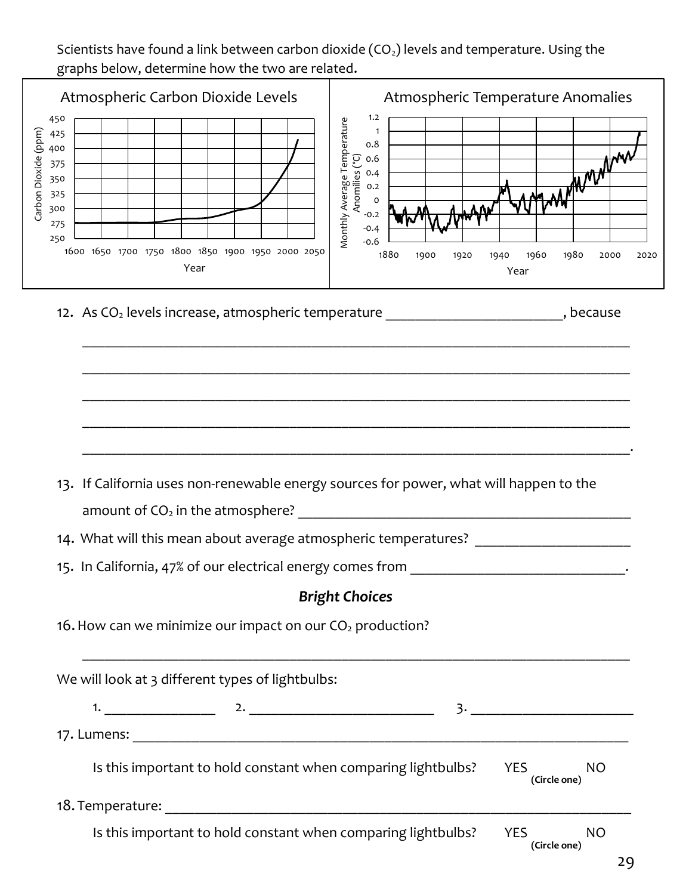Scientists have found a link between carbon dioxide ($CO_2$) levels and temperature. Using the graphs below, determine how the two are related.

Atmospheric Carbon Dioxide Levels

Atmospheric Temperature Anomalies

12. As $CO_2$ levels increase, atmospheric temperature ________________________, because
_______________________________________________________________________________
_______________________________________________________________________________
_______________________________________________________________________________
_______________________________________________________________________________
_______________________________________________________________________________.

13. If California uses non-renewable energy sources for power, what will happen to the amount of $CO_2$ in the atmosphere? _____________________________________________

14. What will this mean about average atmospheric temperatures? _____________________

15. In California, 47% of our electrical energy comes from _____________________________.

### *Bright Choices*

16. How can we minimize our impact on our $CO_2$ production?
_______________________________________________________________________________

We will look at 3 different types of lightbulbs:

1. _______________ 2. __________________________ 3. ______________________

17. Lumens: ______________________________________________________________________

Is this important to hold constant when comparing lightbulbs? YES NO **(Circle one)**

18. Temperature: __________________________________________________________________

Is this important to hold constant when comparing lightbulbs? YES NO **(Circle one)**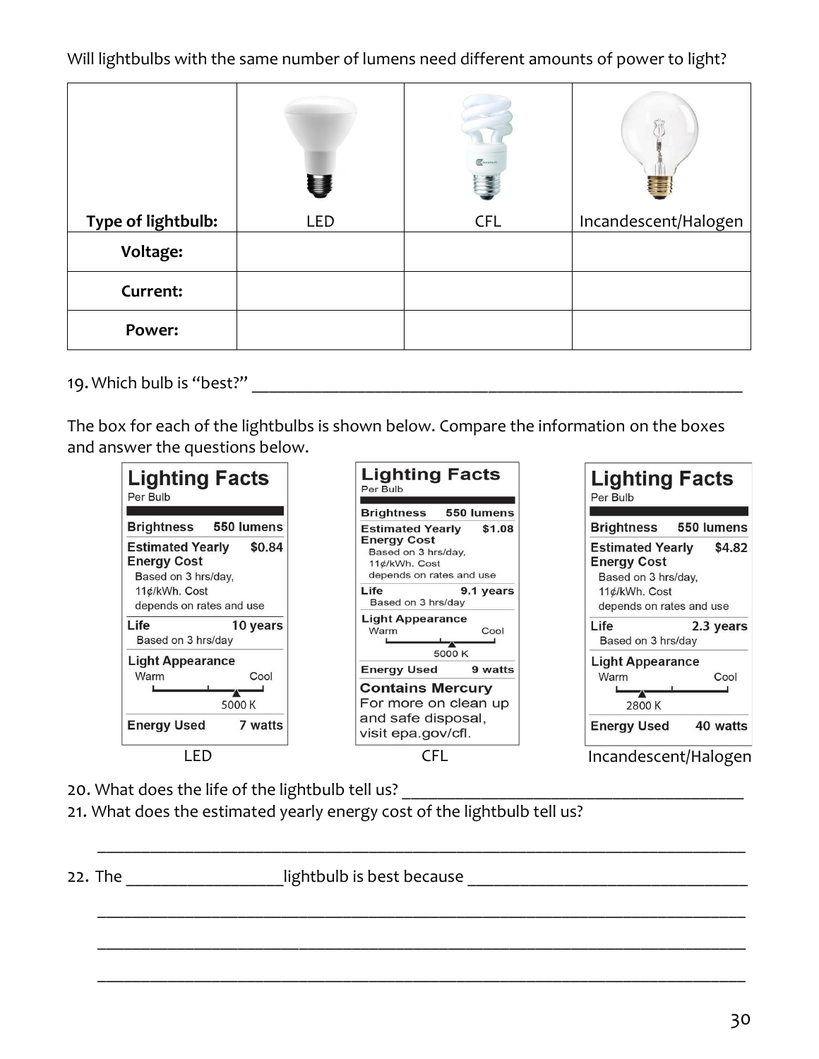Will lightbulbs with the same number of lumens need different amounts of power to light?

| Type of lightbulb: | LED | CFL | Incandescent/Halogen |
|---|---|---|---|
| **Voltage:** | | | |
| **Current:** | | | |
| **Power:** | | | |

19. Which bulb is "best?" ___________________________________________________

The box for each of the lightbulbs is shown below. Compare the information on the boxes and answer the questions below.

**Lighting Facts**
Per Bulb

| | |
|---|---|
| **Brightness** | **550 lumens** |
| **Estimated Yearly Energy Cost** | **$0.84** |
| Based on 3 hrs/day, 11¢/kWh. Cost depends on rates and use | |
| **Life** | **10 years** |
| Based on 3 hrs/day | |
| **Light Appearance** (Warm – Cool) | 5000 K |
| **Energy Used** | **7 watts** |

LED

**Lighting Facts**
Per Bulb

| | |
|---|---|
| **Brightness** | **550 lumens** |
| **Estimated Yearly Energy Cost** | **$1.08** |
| Based on 3 hrs/day, 11¢/kWh. Cost depends on rates and use | |
| **Life** | **9.1 years** |
| Based on 3 hrs/day | |
| **Light Appearance** (Warm – Cool) | 5000 K |
| **Energy Used** | **9 watts** |
| **Contains Mercury** For more on clean up and safe disposal, visit epa.gov/cfl. | |

CFL

**Lighting Facts**
Per Bulb

| | |
|---|---|
| **Brightness** | **550 lumens** |
| **Estimated Yearly Energy Cost** | **$4.82** |
| Based on 3 hrs/day, 11¢/kWh. Cost depends on rates and use | |
| **Life** | **2.3 years** |
| Based on 3 hrs/day | |
| **Light Appearance** (Warm – Cool) | 2800 K |
| **Energy Used** | **40 watts** |

Incandescent/Halogen

20. What does the life of the lightbulb tell us? ______________________________________

21. What does the estimated yearly energy cost of the lightbulb tell us?

______________________________________________________________________

22. The _________________lightbulb is best because ______________________________

______________________________________________________________________

______________________________________________________________________

______________________________________________________________________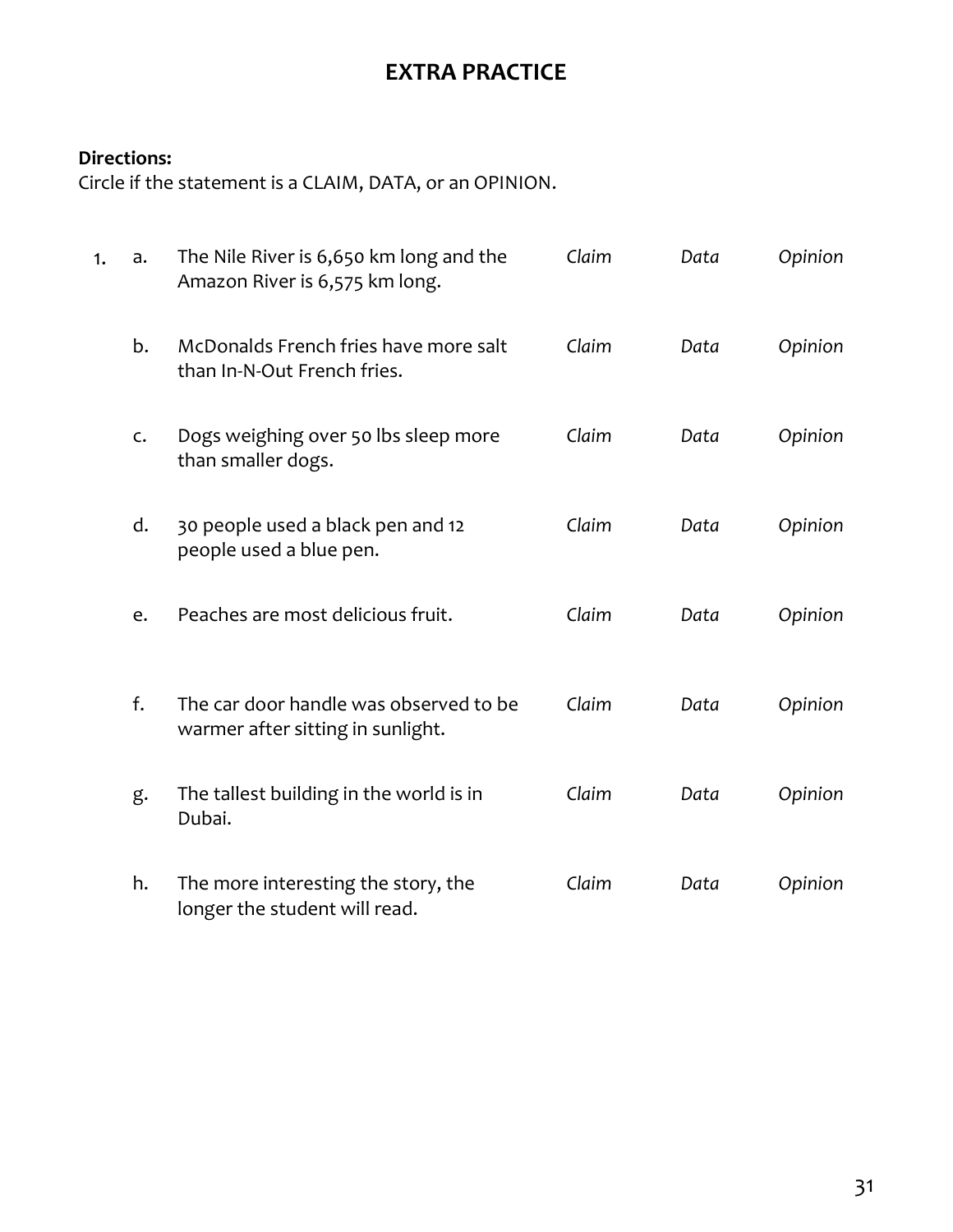# EXTRA PRACTICE

**Directions:**
Circle if the statement is a CLAIM, DATA, or an OPINION.

1.

| | Statement | | | |
|---|---|---|---|---|
| a. | The Nile River is 6,650 km long and the Amazon River is 6,575 km long. | *Claim* | *Data* | *Opinion* |
| b. | McDonalds French fries have more salt than In-N-Out French fries. | *Claim* | *Data* | *Opinion* |
| c. | Dogs weighing over 50 lbs sleep more than smaller dogs. | *Claim* | *Data* | *Opinion* |
| d. | 30 people used a black pen and 12 people used a blue pen. | *Claim* | *Data* | *Opinion* |
| e. | Peaches are most delicious fruit. | *Claim* | *Data* | *Opinion* |
| f. | The car door handle was observed to be warmer after sitting in sunlight. | *Claim* | *Data* | *Opinion* |
| g. | The tallest building in the world is in Dubai. | *Claim* | *Data* | *Opinion* |
| h. | The more interesting the story, the longer the student will read. | *Claim* | *Data* | *Opinion* |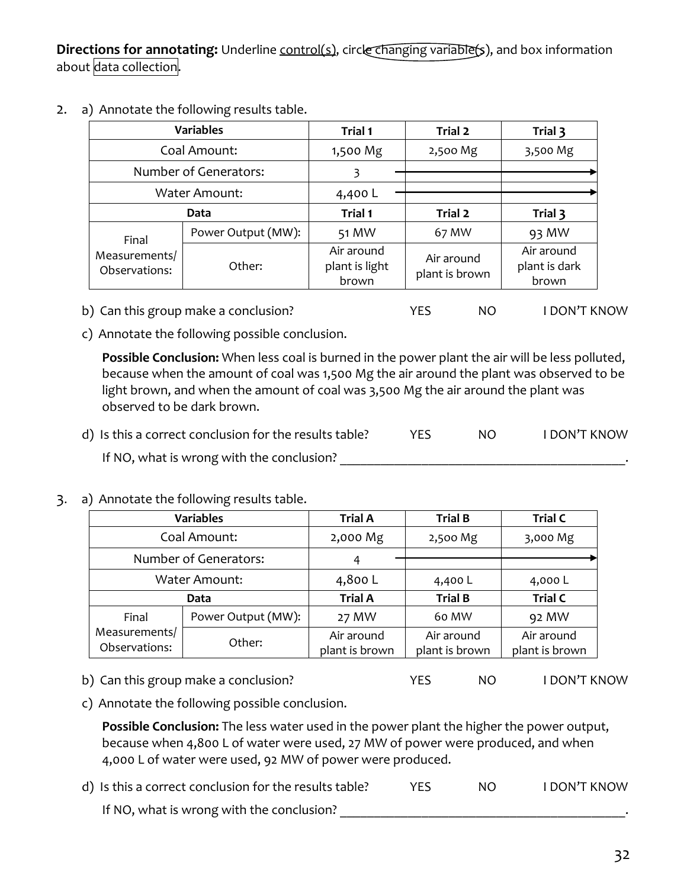**Directions for annotating:** Underline control(s), circle changing variable(s), and box information about data collection.

2. a) Annotate the following results table.

| Variables | | Trial 1 | Trial 2 | Trial 3 |
|---|---|---|---|---|
| Coal Amount: | | 1,500 Mg | 2,500 Mg | 3,500 Mg |
| Number of Generators: | | 3 | → | → |
| Water Amount: | | 4,400 L | → | → |
| **Data** | | **Trial 1** | **Trial 2** | **Trial 3** |
| Final Measurements/ Observations: | Power Output (MW): | 51 MW | 67 MW | 93 MW |
| | Other: | Air around plant is light brown | Air around plant is brown | Air around plant is dark brown |

b) Can this group make a conclusion? YES NO I DON'T KNOW

c) Annotate the following possible conclusion.

**Possible Conclusion:** When less coal is burned in the power plant the air will be less polluted, because when the amount of coal was 1,500 Mg the air around the plant was observed to be light brown, and when the amount of coal was 3,500 Mg the air around the plant was observed to be dark brown.

d) Is this a correct conclusion for the results table? YES NO I DON'T KNOW

If NO, what is wrong with the conclusion? ___________________________________________.

3. a) Annotate the following results table.

| Variables | | Trial A | Trial B | Trial C |
|---|---|---|---|---|
| Coal Amount: | | 2,000 Mg | 2,500 Mg | 3,000 Mg |
| Number of Generators: | | 4 | → | → |
| Water Amount: | | 4,800 L | 4,400 L | 4,000 L |
| **Data** | | **Trial A** | **Trial B** | **Trial C** |
| Final Measurements/ Observations: | Power Output (MW): | 27 MW | 60 MW | 92 MW |
| | Other: | Air around plant is brown | Air around plant is brown | Air around plant is brown |

b) Can this group make a conclusion? YES NO I DON'T KNOW

c) Annotate the following possible conclusion.

**Possible Conclusion:** The less water used in the power plant the higher the power output, because when 4,800 L of water were used, 27 MW of power were produced, and when 4,000 L of water were used, 92 MW of power were produced.

d) Is this a correct conclusion for the results table? YES NO I DON'T KNOW

If NO, what is wrong with the conclusion? ___________________________________________.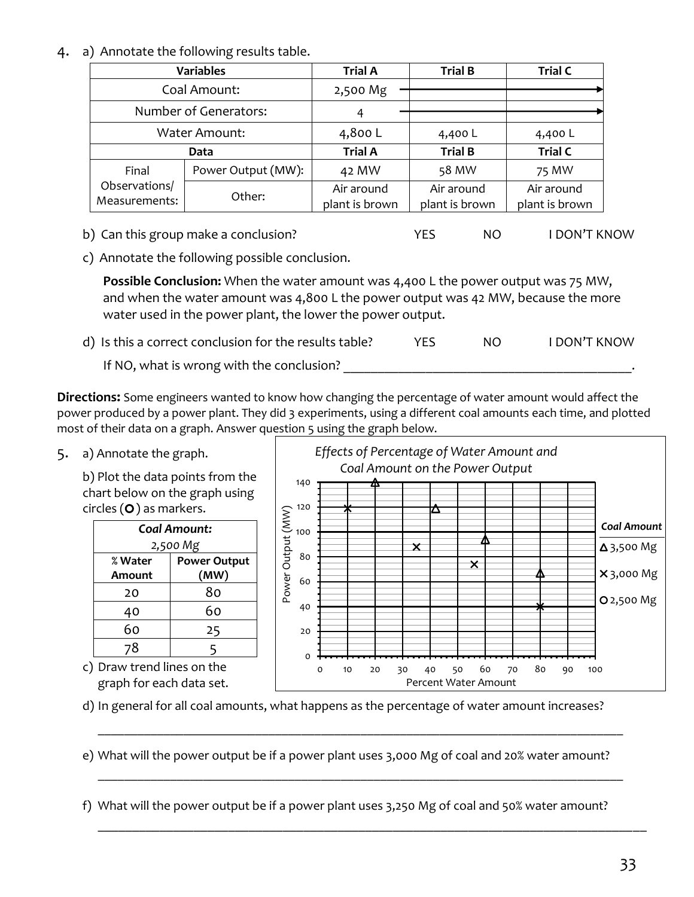4. a) Annotate the following results table.

| Variables | | Trial A | Trial B | Trial C |
|---|---|---|---|---|
| Coal Amount: | | 2,500 Mg | → | → |
| Number of Generators: | | 4 | → | → |
| Water Amount: | | 4,800 L | 4,400 L | 4,400 L |
| **Data** | | **Trial A** | **Trial B** | **Trial C** |
| Final Observations/ Measurements: | Power Output (MW): | 42 MW | 58 MW | 75 MW |
| | Other: | Air around plant is brown | Air around plant is brown | Air around plant is brown |

b) Can this group make a conclusion? YES NO I DON'T KNOW

c) Annotate the following possible conclusion.

**Possible Conclusion:** When the water amount was 4,400 L the power output was 75 MW, and when the water amount was 4,800 L the power output was 42 MW, because the more water used in the power plant, the lower the power output.

d) Is this a correct conclusion for the results table? YES NO I DON'T KNOW

If NO, what is wrong with the conclusion? ___________________________________________.

**Directions:** Some engineers wanted to know how changing the percentage of water amount would affect the power produced by a power plant. They did 3 experiments, using a different coal amounts each time, and plotted most of their data on a graph. Answer question 5 using the graph below.

5. a) Annotate the graph.

b) Plot the data points from the chart below on the graph using circles (O) as markers.

| *Coal Amount:* 2,500 Mg | |
|---|---|
| % Water Amount | Power Output (MW) |
| 20 | 80 |
| 40 | 60 |
| 60 | 25 |
| 78 | 5 |

c) Draw trend lines on the graph for each data set.

*Effects of Percentage of Water Amount and Coal Amount on the Power Output*

Power Output (MW) (y-axis: 0–140); Percent Water Amount (x-axis: 0–100)

*Coal Amount*: Δ 3,500 Mg; × 3,000 Mg; O 2,500 Mg

d) In general for all coal amounts, what happens as the percentage of water amount increases?

_______________________________________________________________________________

e) What will the power output be if a power plant uses 3,000 Mg of coal and 20% water amount?

_______________________________________________________________________________

f) What will the power output be if a power plant uses 3,250 Mg of coal and 50% water amount?

_______________________________________________________________________________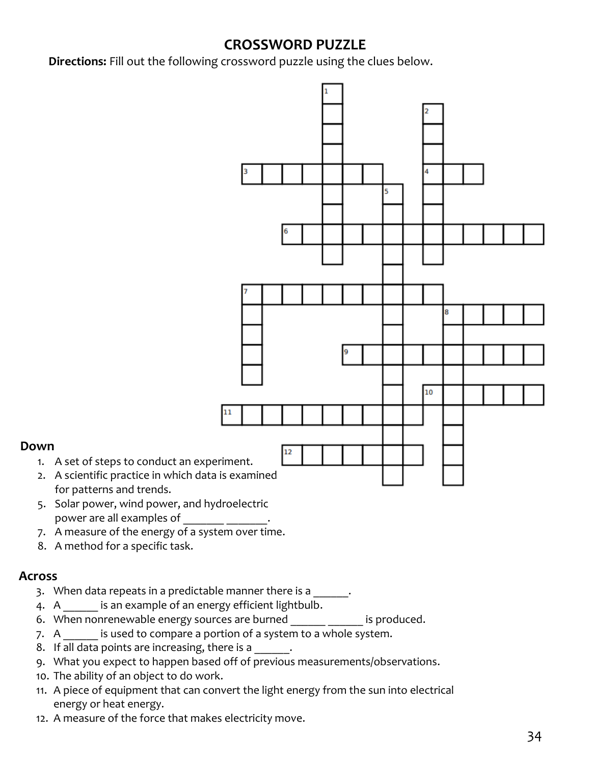# CROSSWORD PUZZLE

**Directions:** Fill out the following crossword puzzle using the clues below.

## Down

1. A set of steps to conduct an experiment.
2. A scientific practice in which data is examined for patterns and trends.
5. Solar power, wind power, and hydroelectric power are all examples of _______ _______.
7. A measure of the energy of a system over time.
8. A method for a specific task.

## Across

3. When data repeats in a predictable manner there is a ______.
4. A ______ is an example of an energy efficient lightbulb.
6. When nonrenewable energy sources are burned ______ ______ is produced.
7. A ______ is used to compare a portion of a system to a whole system.
8. If all data points are increasing, there is a ______.
9. What you expect to happen based off of previous measurements/observations.
10. The ability of an object to do work.
11. A piece of equipment that can convert the light energy from the sun into electrical energy or heat energy.
12. A measure of the force that makes electricity move.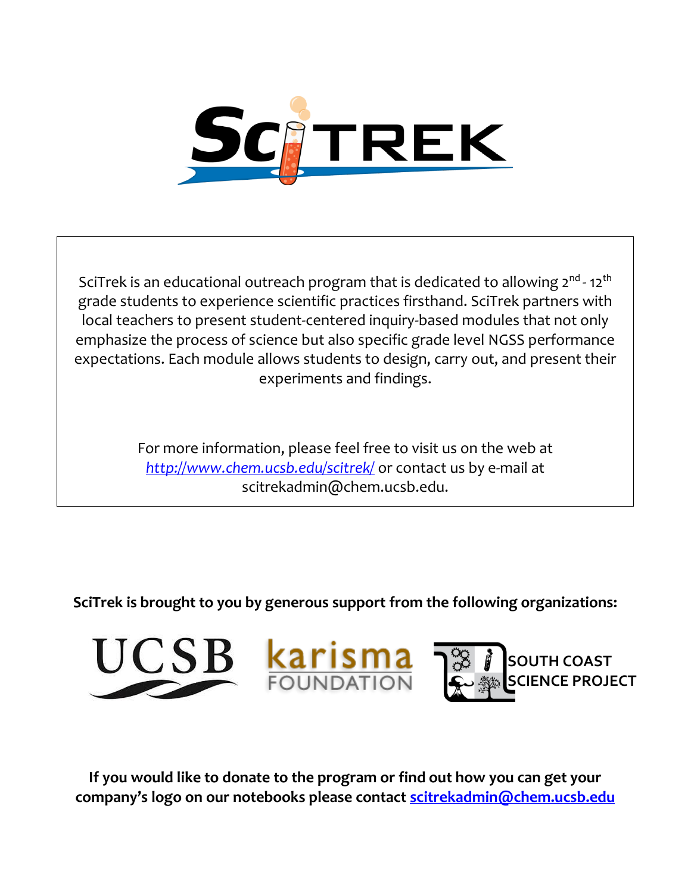SciTrek is an educational outreach program that is dedicated to allowing 2nd - 12th grade students to experience scientific practices firsthand. SciTrek partners with local teachers to present student-centered inquiry-based modules that not only emphasize the process of science but also specific grade level NGSS performance expectations. Each module allows students to design, carry out, and present their experiments and findings.

For more information, please feel free to visit us on the web at *http://www.chem.ucsb.edu/scitrek/* or contact us by e-mail at scitrekadmin@chem.ucsb.edu.

**SciTrek is brought to you by generous support from the following organizations:**

UCSB

karisma FOUNDATION

SOUTH COAST SCIENCE PROJECT

**If you would like to donate to the program or find out how you can get your company's logo on our notebooks please contact scitrekadmin@chem.ucsb.edu**